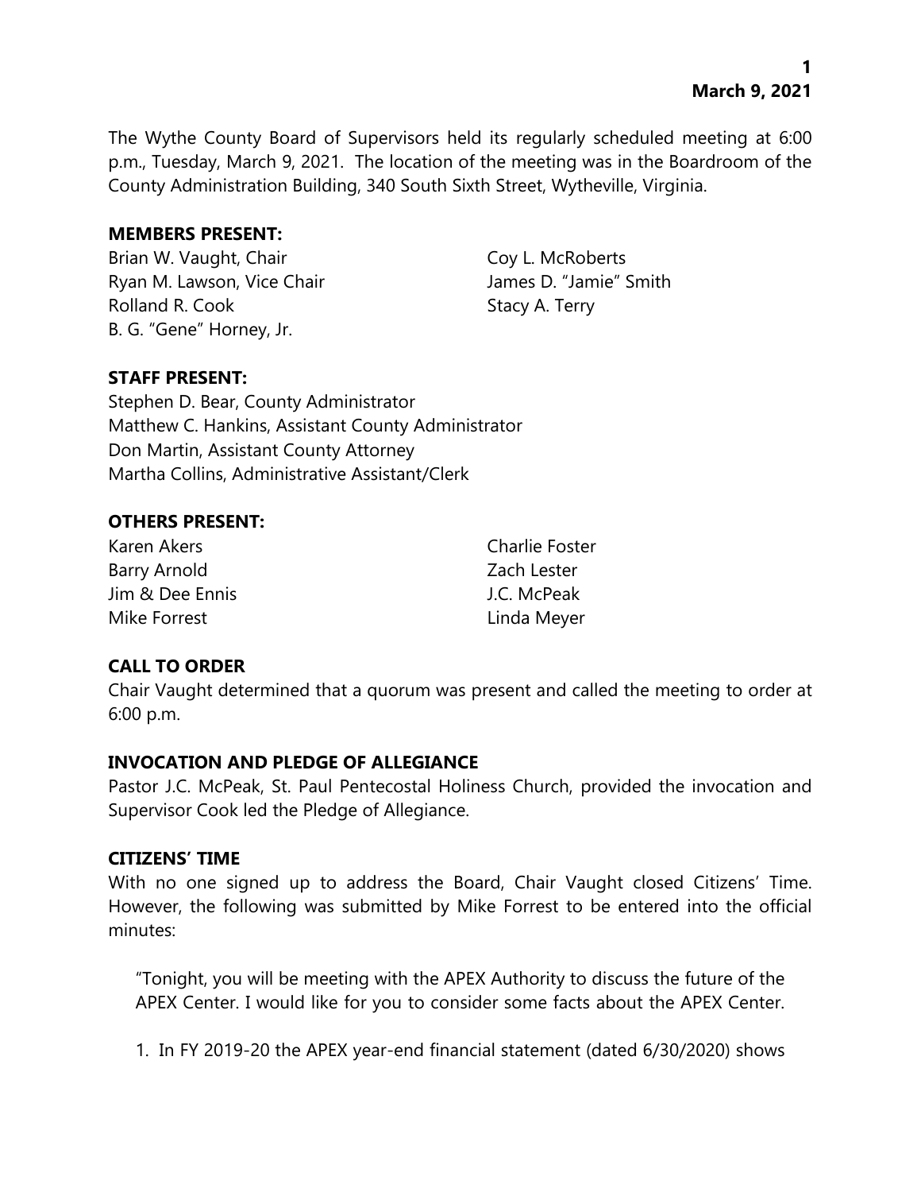The Wythe County Board of Supervisors held its regularly scheduled meeting at 6:00 p.m., Tuesday, March 9, 2021. The location of the meeting was in the Boardroom of the County Administration Building, 340 South Sixth Street, Wytheville, Virginia.

**MEMBERS PRESENT:**

Brian W. Vaught, Chair
Ryan M. Lawson, Vice Chair
Rolland R. Cook
B. G. "Gene" Horney, Jr.
Coy L. McRoberts
James D. "Jamie" Smith
Stacy A. Terry

**STAFF PRESENT:**

Stephen D. Bear, County Administrator
Matthew C. Hankins, Assistant County Administrator
Don Martin, Assistant County Attorney
Martha Collins, Administrative Assistant/Clerk

**OTHERS PRESENT:**

Karen Akers
Barry Arnold
Jim & Dee Ennis
Mike Forrest
Charlie Foster
Zach Lester
J.C. McPeak
Linda Meyer

**CALL TO ORDER**

Chair Vaught determined that a quorum was present and called the meeting to order at 6:00 p.m.

**INVOCATION AND PLEDGE OF ALLEGIANCE**

Pastor J.C. McPeak, St. Paul Pentecostal Holiness Church, provided the invocation and Supervisor Cook led the Pledge of Allegiance.

**CITIZENS' TIME**

With no one signed up to address the Board, Chair Vaught closed Citizens' Time. However, the following was submitted by Mike Forrest to be entered into the official minutes:

"Tonight, you will be meeting with the APEX Authority to discuss the future of the APEX Center. I would like for you to consider some facts about the APEX Center.

1. In FY 2019-20 the APEX year-end financial statement (dated 6/30/2020) shows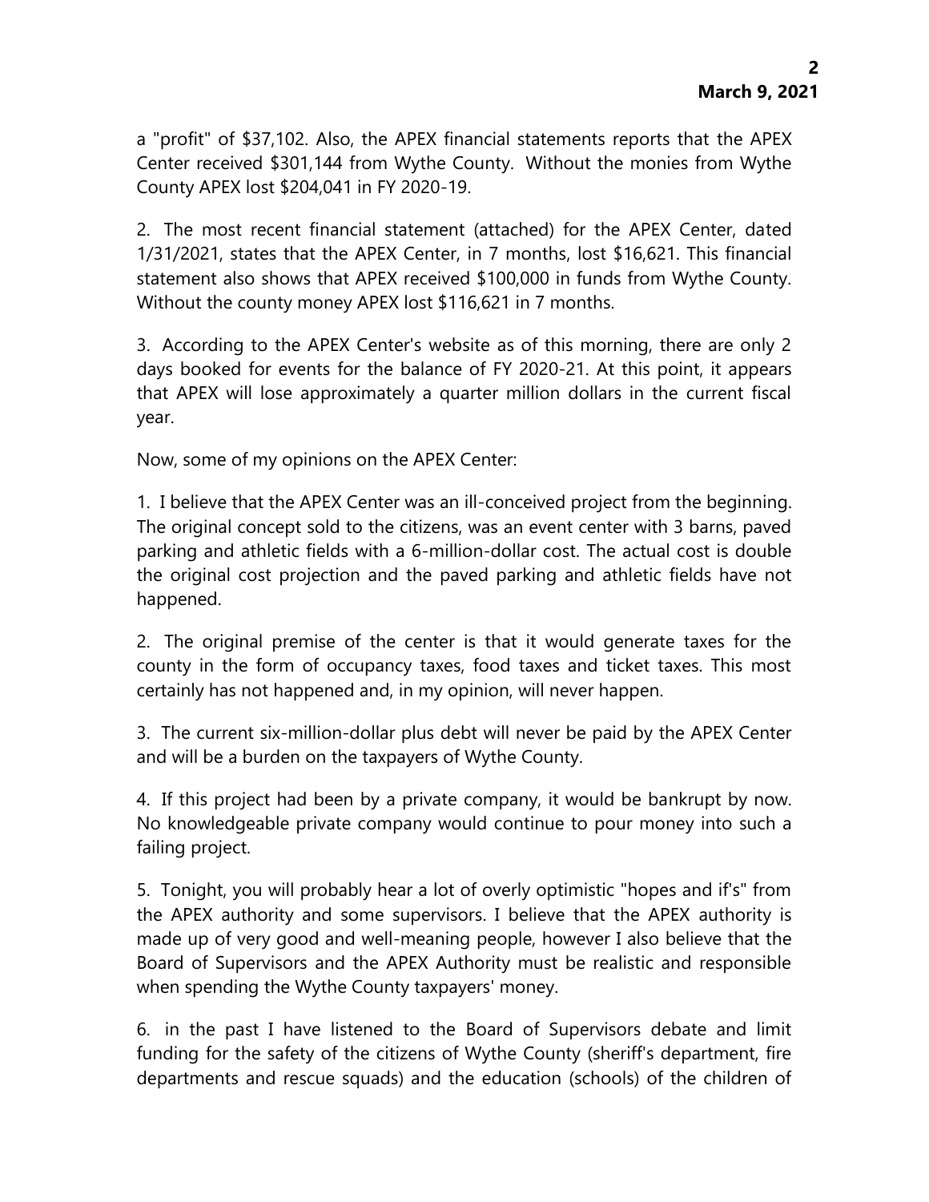a "profit" of $37,102. Also, the APEX financial statements reports that the APEX Center received $301,144 from Wythe County. Without the monies from Wythe County APEX lost $204,041 in FY 2020-19.

2. The most recent financial statement (attached) for the APEX Center, dated 1/31/2021, states that the APEX Center, in 7 months, lost $16,621. This financial statement also shows that APEX received $100,000 in funds from Wythe County. Without the county money APEX lost $116,621 in 7 months.

3. According to the APEX Center's website as of this morning, there are only 2 days booked for events for the balance of FY 2020-21. At this point, it appears that APEX will lose approximately a quarter million dollars in the current fiscal year.

Now, some of my opinions on the APEX Center:

1. I believe that the APEX Center was an ill-conceived project from the beginning. The original concept sold to the citizens, was an event center with 3 barns, paved parking and athletic fields with a 6-million-dollar cost. The actual cost is double the original cost projection and the paved parking and athletic fields have not happened.

2. The original premise of the center is that it would generate taxes for the county in the form of occupancy taxes, food taxes and ticket taxes. This most certainly has not happened and, in my opinion, will never happen.

3. The current six-million-dollar plus debt will never be paid by the APEX Center and will be a burden on the taxpayers of Wythe County.

4. If this project had been by a private company, it would be bankrupt by now. No knowledgeable private company would continue to pour money into such a failing project.

5. Tonight, you will probably hear a lot of overly optimistic "hopes and if's" from the APEX authority and some supervisors. I believe that the APEX authority is made up of very good and well-meaning people, however I also believe that the Board of Supervisors and the APEX Authority must be realistic and responsible when spending the Wythe County taxpayers' money.

6. in the past I have listened to the Board of Supervisors debate and limit funding for the safety of the citizens of Wythe County (sheriff's department, fire departments and rescue squads) and the education (schools) of the children of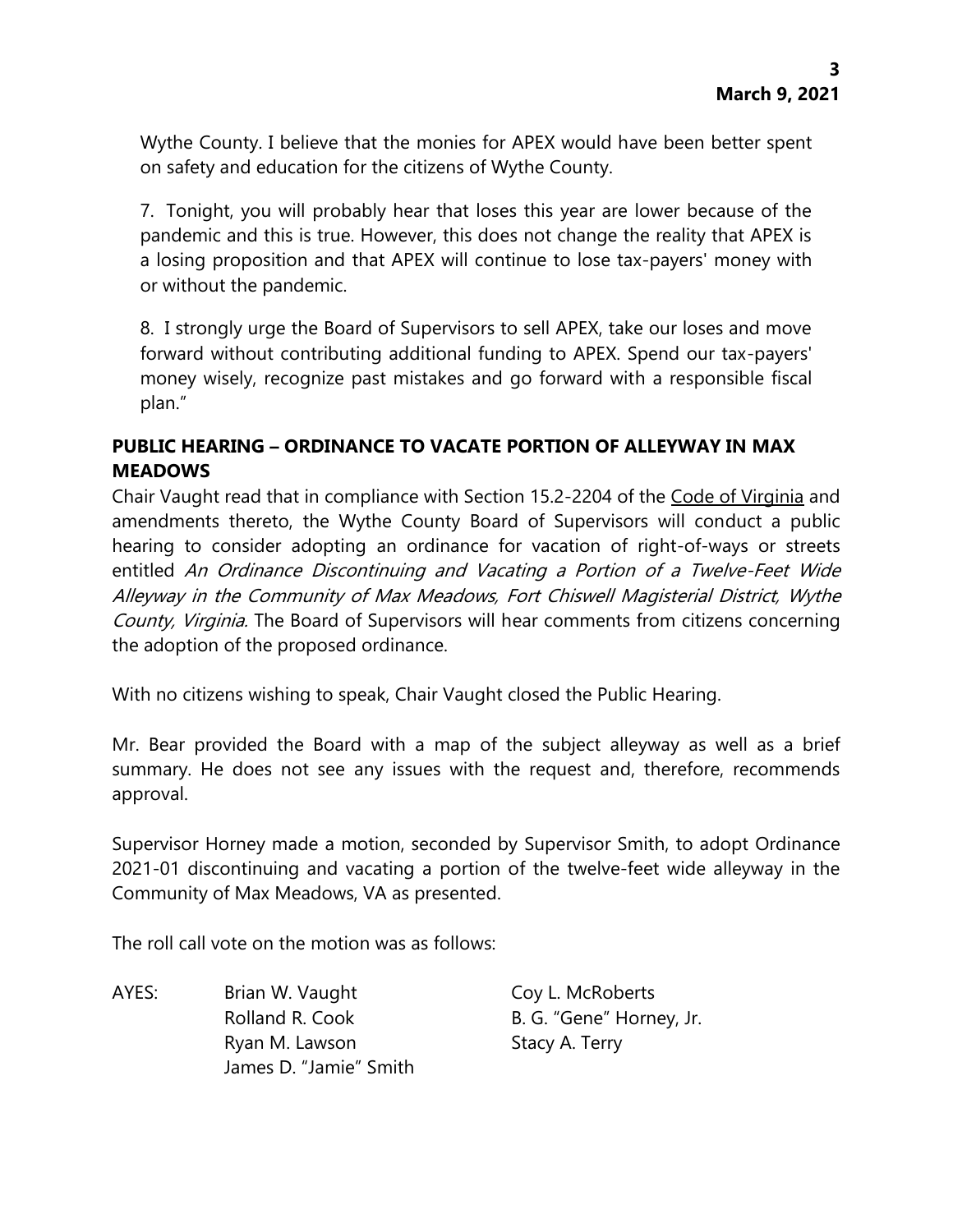Wythe County. I believe that the monies for APEX would have been better spent on safety and education for the citizens of Wythe County.

7. Tonight, you will probably hear that loses this year are lower because of the pandemic and this is true. However, this does not change the reality that APEX is a losing proposition and that APEX will continue to lose tax-payers' money with or without the pandemic.

8. I strongly urge the Board of Supervisors to sell APEX, take our loses and move forward without contributing additional funding to APEX. Spend our tax-payers' money wisely, recognize past mistakes and go forward with a responsible fiscal plan."

## PUBLIC HEARING – ORDINANCE TO VACATE PORTION OF ALLEYWAY IN MAX MEADOWS

Chair Vaught read that in compliance with Section 15.2-2204 of the Code of Virginia and amendments thereto, the Wythe County Board of Supervisors will conduct a public hearing to consider adopting an ordinance for vacation of right-of-ways or streets entitled *An Ordinance Discontinuing and Vacating a Portion of a Twelve-Feet Wide Alleyway in the Community of Max Meadows, Fort Chiswell Magisterial District, Wythe County, Virginia.* The Board of Supervisors will hear comments from citizens concerning the adoption of the proposed ordinance.

With no citizens wishing to speak, Chair Vaught closed the Public Hearing.

Mr. Bear provided the Board with a map of the subject alleyway as well as a brief summary. He does not see any issues with the request and, therefore, recommends approval.

Supervisor Horney made a motion, seconded by Supervisor Smith, to adopt Ordinance 2021-01 discontinuing and vacating a portion of the twelve-feet wide alleyway in the Community of Max Meadows, VA as presented.

The roll call vote on the motion was as follows:

AYES: Brian W. Vaught, Coy L. McRoberts, Rolland R. Cook, B. G. "Gene" Horney, Jr., Ryan M. Lawson, Stacy A. Terry, James D. "Jamie" Smith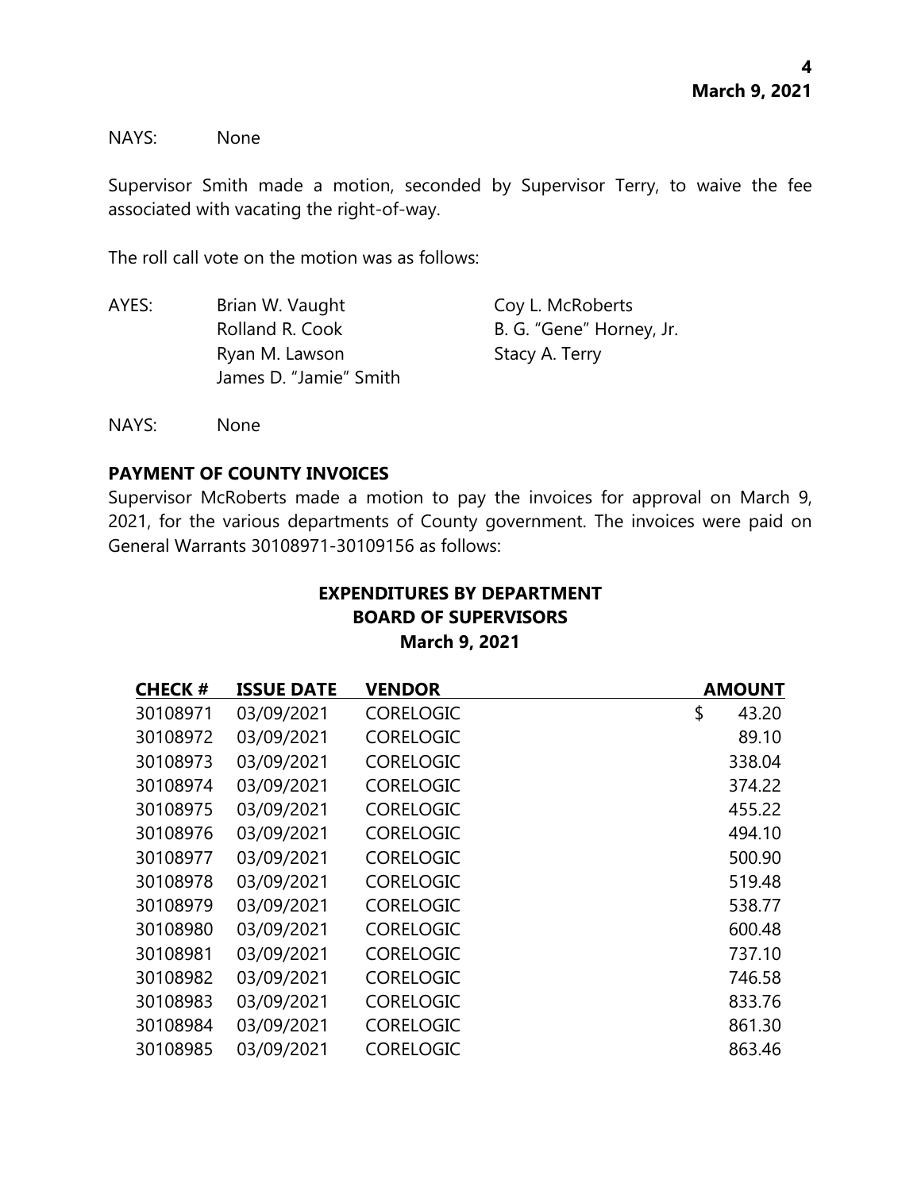NAYS: None

Supervisor Smith made a motion, seconded by Supervisor Terry, to waive the fee associated with vacating the right-of-way.

The roll call vote on the motion was as follows:

AYES: Brian W. Vaught, Rolland R. Cook, Ryan M. Lawson, James D. "Jamie" Smith, Coy L. McRoberts, B. G. "Gene" Horney, Jr., Stacy A. Terry

NAYS: None

**PAYMENT OF COUNTY INVOICES**

Supervisor McRoberts made a motion to pay the invoices for approval on March 9, 2021, for the various departments of County government. The invoices were paid on General Warrants 30108971-30109156 as follows:

**EXPENDITURES BY DEPARTMENT**
**BOARD OF SUPERVISORS**
**March 9, 2021**

| CHECK # | ISSUE DATE | VENDOR | AMOUNT |
|---|---|---|---|
| 30108971 | 03/09/2021 | CORELOGIC | $ 43.20 |
| 30108972 | 03/09/2021 | CORELOGIC | 89.10 |
| 30108973 | 03/09/2021 | CORELOGIC | 338.04 |
| 30108974 | 03/09/2021 | CORELOGIC | 374.22 |
| 30108975 | 03/09/2021 | CORELOGIC | 455.22 |
| 30108976 | 03/09/2021 | CORELOGIC | 494.10 |
| 30108977 | 03/09/2021 | CORELOGIC | 500.90 |
| 30108978 | 03/09/2021 | CORELOGIC | 519.48 |
| 30108979 | 03/09/2021 | CORELOGIC | 538.77 |
| 30108980 | 03/09/2021 | CORELOGIC | 600.48 |
| 30108981 | 03/09/2021 | CORELOGIC | 737.10 |
| 30108982 | 03/09/2021 | CORELOGIC | 746.58 |
| 30108983 | 03/09/2021 | CORELOGIC | 833.76 |
| 30108984 | 03/09/2021 | CORELOGIC | 861.30 |
| 30108985 | 03/09/2021 | CORELOGIC | 863.46 |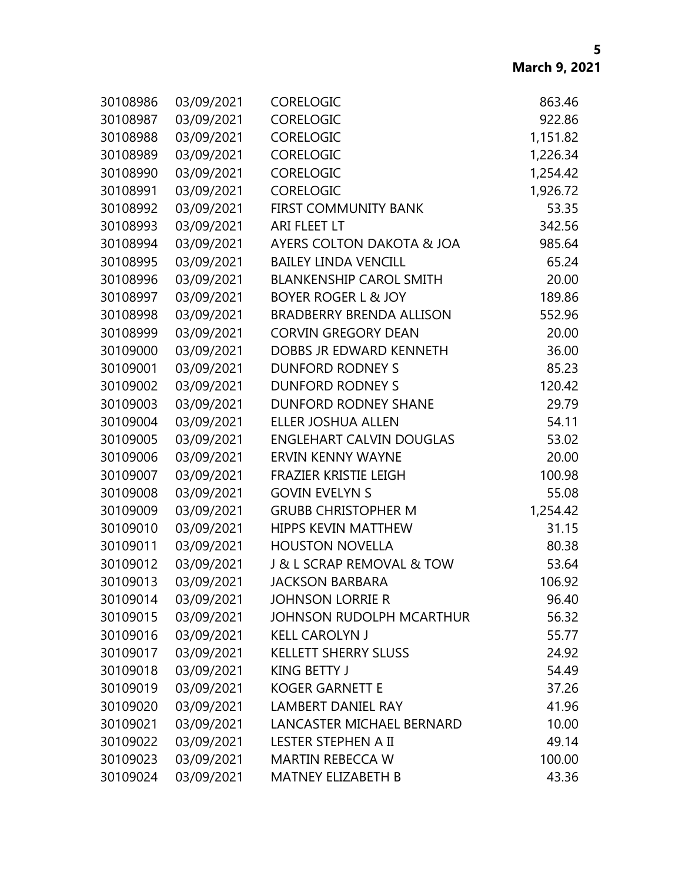| | | | |
|---|---|---|---|
| 30108986 | 03/09/2021 | CORELOGIC | 863.46 |
| 30108987 | 03/09/2021 | CORELOGIC | 922.86 |
| 30108988 | 03/09/2021 | CORELOGIC | 1,151.82 |
| 30108989 | 03/09/2021 | CORELOGIC | 1,226.34 |
| 30108990 | 03/09/2021 | CORELOGIC | 1,254.42 |
| 30108991 | 03/09/2021 | CORELOGIC | 1,926.72 |
| 30108992 | 03/09/2021 | FIRST COMMUNITY BANK | 53.35 |
| 30108993 | 03/09/2021 | ARI FLEET LT | 342.56 |
| 30108994 | 03/09/2021 | AYERS COLTON DAKOTA & JOA | 985.64 |
| 30108995 | 03/09/2021 | BAILEY LINDA VENCILL | 65.24 |
| 30108996 | 03/09/2021 | BLANKENSHIP CAROL SMITH | 20.00 |
| 30108997 | 03/09/2021 | BOYER ROGER L & JOY | 189.86 |
| 30108998 | 03/09/2021 | BRADBERRY BRENDA ALLISON | 552.96 |
| 30108999 | 03/09/2021 | CORVIN GREGORY DEAN | 20.00 |
| 30109000 | 03/09/2021 | DOBBS JR EDWARD KENNETH | 36.00 |
| 30109001 | 03/09/2021 | DUNFORD RODNEY S | 85.23 |
| 30109002 | 03/09/2021 | DUNFORD RODNEY S | 120.42 |
| 30109003 | 03/09/2021 | DUNFORD RODNEY SHANE | 29.79 |
| 30109004 | 03/09/2021 | ELLER JOSHUA ALLEN | 54.11 |
| 30109005 | 03/09/2021 | ENGLEHART CALVIN DOUGLAS | 53.02 |
| 30109006 | 03/09/2021 | ERVIN KENNY WAYNE | 20.00 |
| 30109007 | 03/09/2021 | FRAZIER KRISTIE LEIGH | 100.98 |
| 30109008 | 03/09/2021 | GOVIN EVELYN S | 55.08 |
| 30109009 | 03/09/2021 | GRUBB CHRISTOPHER M | 1,254.42 |
| 30109010 | 03/09/2021 | HIPPS KEVIN MATTHEW | 31.15 |
| 30109011 | 03/09/2021 | HOUSTON NOVELLA | 80.38 |
| 30109012 | 03/09/2021 | J & L SCRAP REMOVAL & TOW | 53.64 |
| 30109013 | 03/09/2021 | JACKSON BARBARA | 106.92 |
| 30109014 | 03/09/2021 | JOHNSON LORRIE R | 96.40 |
| 30109015 | 03/09/2021 | JOHNSON RUDOLPH MCARTHUR | 56.32 |
| 30109016 | 03/09/2021 | KELL CAROLYN J | 55.77 |
| 30109017 | 03/09/2021 | KELLETT SHERRY SLUSS | 24.92 |
| 30109018 | 03/09/2021 | KING BETTY J | 54.49 |
| 30109019 | 03/09/2021 | KOGER GARNETT E | 37.26 |
| 30109020 | 03/09/2021 | LAMBERT DANIEL RAY | 41.96 |
| 30109021 | 03/09/2021 | LANCASTER MICHAEL BERNARD | 10.00 |
| 30109022 | 03/09/2021 | LESTER STEPHEN A II | 49.14 |
| 30109023 | 03/09/2021 | MARTIN REBECCA W | 100.00 |
| 30109024 | 03/09/2021 | MATNEY ELIZABETH B | 43.36 |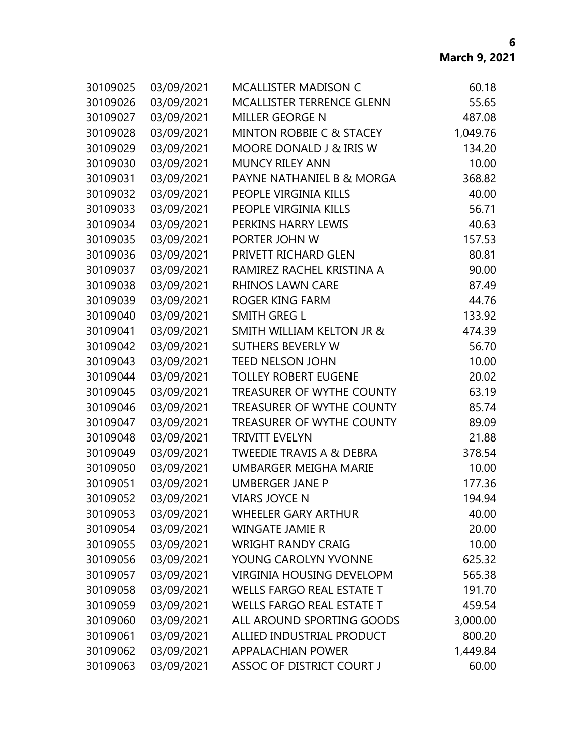| | | | |
|---|---|---|---|
| 30109025 | 03/09/2021 | MCALLISTER MADISON C | 60.18 |
| 30109026 | 03/09/2021 | MCALLISTER TERRENCE GLENN | 55.65 |
| 30109027 | 03/09/2021 | MILLER GEORGE N | 487.08 |
| 30109028 | 03/09/2021 | MINTON ROBBIE C & STACEY | 1,049.76 |
| 30109029 | 03/09/2021 | MOORE DONALD J & IRIS W | 134.20 |
| 30109030 | 03/09/2021 | MUNCY RILEY ANN | 10.00 |
| 30109031 | 03/09/2021 | PAYNE NATHANIEL B & MORGA | 368.82 |
| 30109032 | 03/09/2021 | PEOPLE VIRGINIA KILLS | 40.00 |
| 30109033 | 03/09/2021 | PEOPLE VIRGINIA KILLS | 56.71 |
| 30109034 | 03/09/2021 | PERKINS HARRY LEWIS | 40.63 |
| 30109035 | 03/09/2021 | PORTER JOHN W | 157.53 |
| 30109036 | 03/09/2021 | PRIVETT RICHARD GLEN | 80.81 |
| 30109037 | 03/09/2021 | RAMIREZ RACHEL KRISTINA A | 90.00 |
| 30109038 | 03/09/2021 | RHINOS LAWN CARE | 87.49 |
| 30109039 | 03/09/2021 | ROGER KING FARM | 44.76 |
| 30109040 | 03/09/2021 | SMITH GREG L | 133.92 |
| 30109041 | 03/09/2021 | SMITH WILLIAM KELTON JR & | 474.39 |
| 30109042 | 03/09/2021 | SUTHERS BEVERLY W | 56.70 |
| 30109043 | 03/09/2021 | TEED NELSON JOHN | 10.00 |
| 30109044 | 03/09/2021 | TOLLEY ROBERT EUGENE | 20.02 |
| 30109045 | 03/09/2021 | TREASURER OF WYTHE COUNTY | 63.19 |
| 30109046 | 03/09/2021 | TREASURER OF WYTHE COUNTY | 85.74 |
| 30109047 | 03/09/2021 | TREASURER OF WYTHE COUNTY | 89.09 |
| 30109048 | 03/09/2021 | TRIVITT EVELYN | 21.88 |
| 30109049 | 03/09/2021 | TWEEDIE TRAVIS A & DEBRA | 378.54 |
| 30109050 | 03/09/2021 | UMBARGER MEIGHA MARIE | 10.00 |
| 30109051 | 03/09/2021 | UMBERGER JANE P | 177.36 |
| 30109052 | 03/09/2021 | VIARS JOYCE N | 194.94 |
| 30109053 | 03/09/2021 | WHEELER GARY ARTHUR | 40.00 |
| 30109054 | 03/09/2021 | WINGATE JAMIE R | 20.00 |
| 30109055 | 03/09/2021 | WRIGHT RANDY CRAIG | 10.00 |
| 30109056 | 03/09/2021 | YOUNG CAROLYN YVONNE | 625.32 |
| 30109057 | 03/09/2021 | VIRGINIA HOUSING DEVELOPM | 565.38 |
| 30109058 | 03/09/2021 | WELLS FARGO REAL ESTATE T | 191.70 |
| 30109059 | 03/09/2021 | WELLS FARGO REAL ESTATE T | 459.54 |
| 30109060 | 03/09/2021 | ALL AROUND SPORTING GOODS | 3,000.00 |
| 30109061 | 03/09/2021 | ALLIED INDUSTRIAL PRODUCT | 800.20 |
| 30109062 | 03/09/2021 | APPALACHIAN POWER | 1,449.84 |
| 30109063 | 03/09/2021 | ASSOC OF DISTRICT COURT J | 60.00 |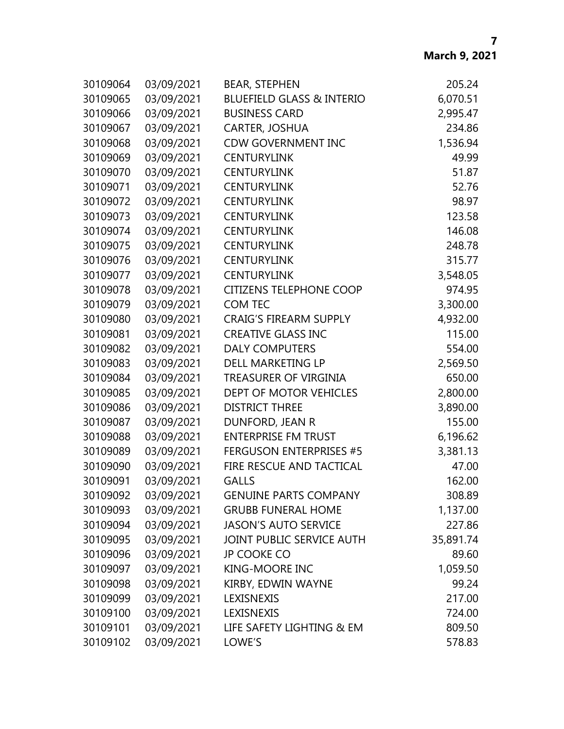| | | | |
|---|---|---|---|
| 30109064 | 03/09/2021 | BEAR, STEPHEN | 205.24 |
| 30109065 | 03/09/2021 | BLUEFIELD GLASS & INTERIO | 6,070.51 |
| 30109066 | 03/09/2021 | BUSINESS CARD | 2,995.47 |
| 30109067 | 03/09/2021 | CARTER, JOSHUA | 234.86 |
| 30109068 | 03/09/2021 | CDW GOVERNMENT INC | 1,536.94 |
| 30109069 | 03/09/2021 | CENTURYLINK | 49.99 |
| 30109070 | 03/09/2021 | CENTURYLINK | 51.87 |
| 30109071 | 03/09/2021 | CENTURYLINK | 52.76 |
| 30109072 | 03/09/2021 | CENTURYLINK | 98.97 |
| 30109073 | 03/09/2021 | CENTURYLINK | 123.58 |
| 30109074 | 03/09/2021 | CENTURYLINK | 146.08 |
| 30109075 | 03/09/2021 | CENTURYLINK | 248.78 |
| 30109076 | 03/09/2021 | CENTURYLINK | 315.77 |
| 30109077 | 03/09/2021 | CENTURYLINK | 3,548.05 |
| 30109078 | 03/09/2021 | CITIZENS TELEPHONE COOP | 974.95 |
| 30109079 | 03/09/2021 | COM TEC | 3,300.00 |
| 30109080 | 03/09/2021 | CRAIG'S FIREARM SUPPLY | 4,932.00 |
| 30109081 | 03/09/2021 | CREATIVE GLASS INC | 115.00 |
| 30109082 | 03/09/2021 | DALY COMPUTERS | 554.00 |
| 30109083 | 03/09/2021 | DELL MARKETING LP | 2,569.50 |
| 30109084 | 03/09/2021 | TREASURER OF VIRGINIA | 650.00 |
| 30109085 | 03/09/2021 | DEPT OF MOTOR VEHICLES | 2,800.00 |
| 30109086 | 03/09/2021 | DISTRICT THREE | 3,890.00 |
| 30109087 | 03/09/2021 | DUNFORD, JEAN R | 155.00 |
| 30109088 | 03/09/2021 | ENTERPRISE FM TRUST | 6,196.62 |
| 30109089 | 03/09/2021 | FERGUSON ENTERPRISES #5 | 3,381.13 |
| 30109090 | 03/09/2021 | FIRE RESCUE AND TACTICAL | 47.00 |
| 30109091 | 03/09/2021 | GALLS | 162.00 |
| 30109092 | 03/09/2021 | GENUINE PARTS COMPANY | 308.89 |
| 30109093 | 03/09/2021 | GRUBB FUNERAL HOME | 1,137.00 |
| 30109094 | 03/09/2021 | JASON'S AUTO SERVICE | 227.86 |
| 30109095 | 03/09/2021 | JOINT PUBLIC SERVICE AUTH | 35,891.74 |
| 30109096 | 03/09/2021 | JP COOKE CO | 89.60 |
| 30109097 | 03/09/2021 | KING-MOORE INC | 1,059.50 |
| 30109098 | 03/09/2021 | KIRBY, EDWIN WAYNE | 99.24 |
| 30109099 | 03/09/2021 | LEXISNEXIS | 217.00 |
| 30109100 | 03/09/2021 | LEXISNEXIS | 724.00 |
| 30109101 | 03/09/2021 | LIFE SAFETY LIGHTING & EM | 809.50 |
| 30109102 | 03/09/2021 | LOWE'S | 578.83 |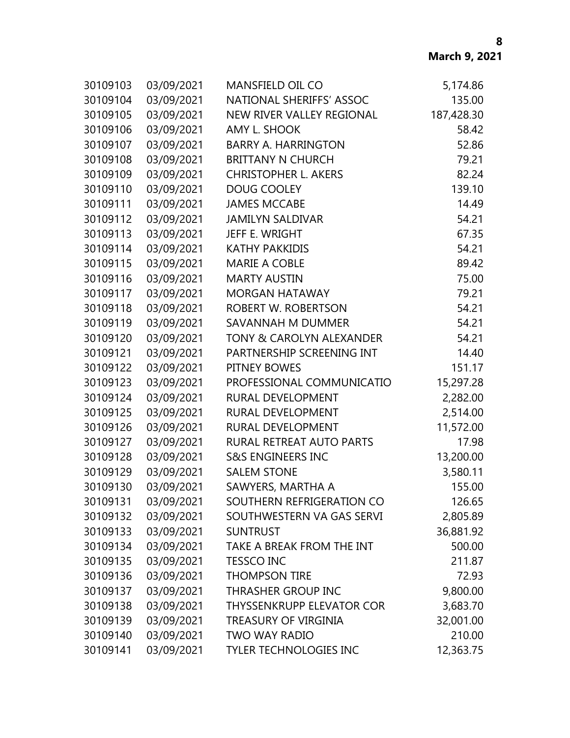| | | | |
|---|---|---|---|
| 30109103 | 03/09/2021 | MANSFIELD OIL CO | 5,174.86 |
| 30109104 | 03/09/2021 | NATIONAL SHERIFFS' ASSOC | 135.00 |
| 30109105 | 03/09/2021 | NEW RIVER VALLEY REGIONAL | 187,428.30 |
| 30109106 | 03/09/2021 | AMY L. SHOOK | 58.42 |
| 30109107 | 03/09/2021 | BARRY A. HARRINGTON | 52.86 |
| 30109108 | 03/09/2021 | BRITTANY N CHURCH | 79.21 |
| 30109109 | 03/09/2021 | CHRISTOPHER L. AKERS | 82.24 |
| 30109110 | 03/09/2021 | DOUG COOLEY | 139.10 |
| 30109111 | 03/09/2021 | JAMES MCCABE | 14.49 |
| 30109112 | 03/09/2021 | JAMILYN SALDIVAR | 54.21 |
| 30109113 | 03/09/2021 | JEFF E. WRIGHT | 67.35 |
| 30109114 | 03/09/2021 | KATHY PAKKIDIS | 54.21 |
| 30109115 | 03/09/2021 | MARIE A COBLE | 89.42 |
| 30109116 | 03/09/2021 | MARTY AUSTIN | 75.00 |
| 30109117 | 03/09/2021 | MORGAN HATAWAY | 79.21 |
| 30109118 | 03/09/2021 | ROBERT W. ROBERTSON | 54.21 |
| 30109119 | 03/09/2021 | SAVANNAH M DUMMER | 54.21 |
| 30109120 | 03/09/2021 | TONY & CAROLYN ALEXANDER | 54.21 |
| 30109121 | 03/09/2021 | PARTNERSHIP SCREENING INT | 14.40 |
| 30109122 | 03/09/2021 | PITNEY BOWES | 151.17 |
| 30109123 | 03/09/2021 | PROFESSIONAL COMMUNICATIO | 15,297.28 |
| 30109124 | 03/09/2021 | RURAL DEVELOPMENT | 2,282.00 |
| 30109125 | 03/09/2021 | RURAL DEVELOPMENT | 2,514.00 |
| 30109126 | 03/09/2021 | RURAL DEVELOPMENT | 11,572.00 |
| 30109127 | 03/09/2021 | RURAL RETREAT AUTO PARTS | 17.98 |
| 30109128 | 03/09/2021 | S&S ENGINEERS INC | 13,200.00 |
| 30109129 | 03/09/2021 | SALEM STONE | 3,580.11 |
| 30109130 | 03/09/2021 | SAWYERS, MARTHA A | 155.00 |
| 30109131 | 03/09/2021 | SOUTHERN REFRIGERATION CO | 126.65 |
| 30109132 | 03/09/2021 | SOUTHWESTERN VA GAS SERVI | 2,805.89 |
| 30109133 | 03/09/2021 | SUNTRUST | 36,881.92 |
| 30109134 | 03/09/2021 | TAKE A BREAK FROM THE INT | 500.00 |
| 30109135 | 03/09/2021 | TESSCO INC | 211.87 |
| 30109136 | 03/09/2021 | THOMPSON TIRE | 72.93 |
| 30109137 | 03/09/2021 | THRASHER GROUP INC | 9,800.00 |
| 30109138 | 03/09/2021 | THYSSENKRUPP ELEVATOR COR | 3,683.70 |
| 30109139 | 03/09/2021 | TREASURY OF VIRGINIA | 32,001.00 |
| 30109140 | 03/09/2021 | TWO WAY RADIO | 210.00 |
| 30109141 | 03/09/2021 | TYLER TECHNOLOGIES INC | 12,363.75 |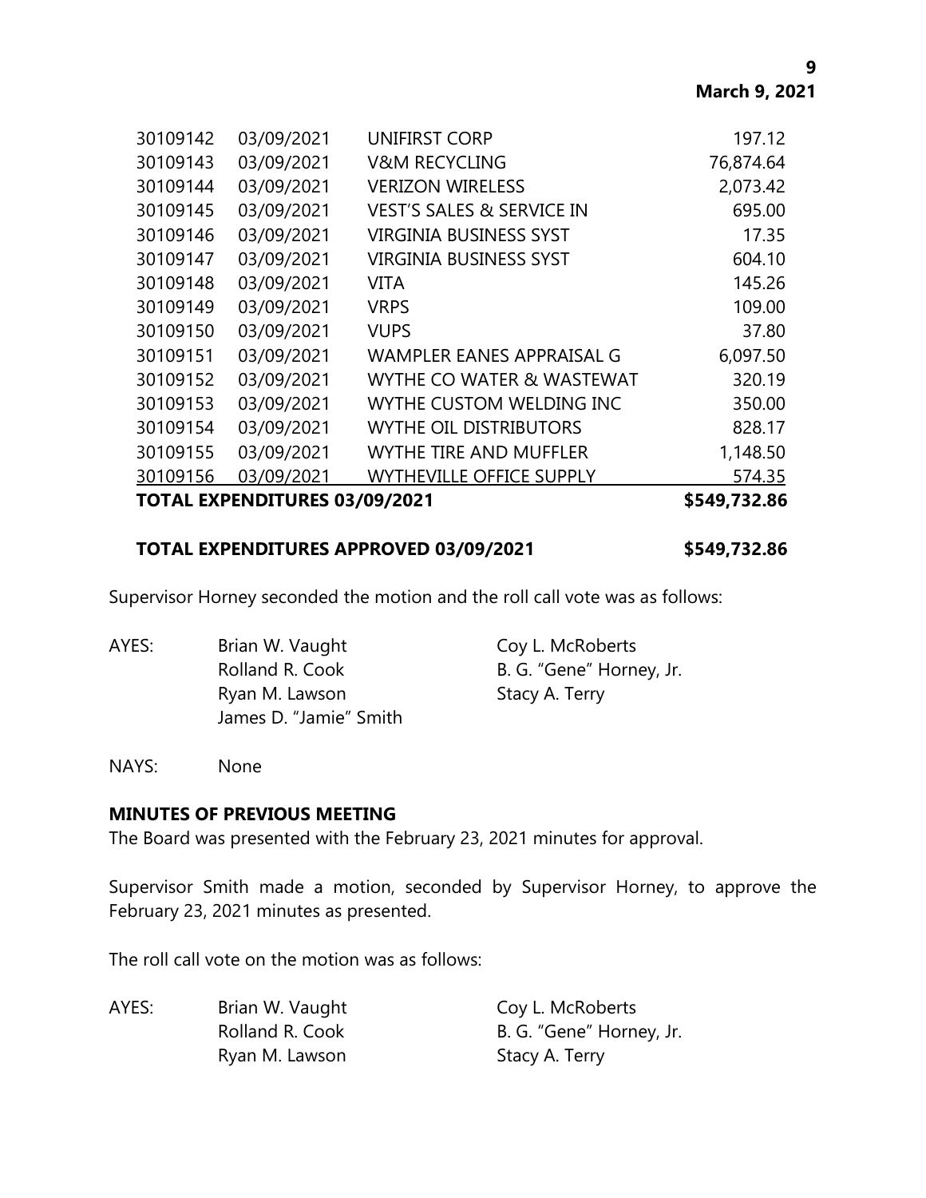| | | | |
|---|---|---|---|
| 30109142 | 03/09/2021 | UNIFIRST CORP | 197.12 |
| 30109143 | 03/09/2021 | V&M RECYCLING | 76,874.64 |
| 30109144 | 03/09/2021 | VERIZON WIRELESS | 2,073.42 |
| 30109145 | 03/09/2021 | VEST'S SALES & SERVICE IN | 695.00 |
| 30109146 | 03/09/2021 | VIRGINIA BUSINESS SYST | 17.35 |
| 30109147 | 03/09/2021 | VIRGINIA BUSINESS SYST | 604.10 |
| 30109148 | 03/09/2021 | VITA | 145.26 |
| 30109149 | 03/09/2021 | VRPS | 109.00 |
| 30109150 | 03/09/2021 | VUPS | 37.80 |
| 30109151 | 03/09/2021 | WAMPLER EANES APPRAISAL G | 6,097.50 |
| 30109152 | 03/09/2021 | WYTHE CO WATER & WASTEWAT | 320.19 |
| 30109153 | 03/09/2021 | WYTHE CUSTOM WELDING INC | 350.00 |
| 30109154 | 03/09/2021 | WYTHE OIL DISTRIBUTORS | 828.17 |
| 30109155 | 03/09/2021 | WYTHE TIRE AND MUFFLER | 1,148.50 |
| 30109156 | 03/09/2021 | WYTHEVILLE OFFICE SUPPLY | 574.35 |
| **TOTAL EXPENDITURES 03/09/2021** | | | **$549,732.86** |

**TOTAL EXPENDITURES APPROVED 03/09/2021 $549,732.86**

Supervisor Horney seconded the motion and the roll call vote was as follows:

AYES: Brian W. Vaught, Coy L. McRoberts, Rolland R. Cook, B. G. "Gene" Horney, Jr., Ryan M. Lawson, Stacy A. Terry, James D. "Jamie" Smith

NAYS: None

**MINUTES OF PREVIOUS MEETING**

The Board was presented with the February 23, 2021 minutes for approval.

Supervisor Smith made a motion, seconded by Supervisor Horney, to approve the February 23, 2021 minutes as presented.

The roll call vote on the motion was as follows:

AYES: Brian W. Vaught, Coy L. McRoberts, Rolland R. Cook, B. G. "Gene" Horney, Jr., Ryan M. Lawson, Stacy A. Terry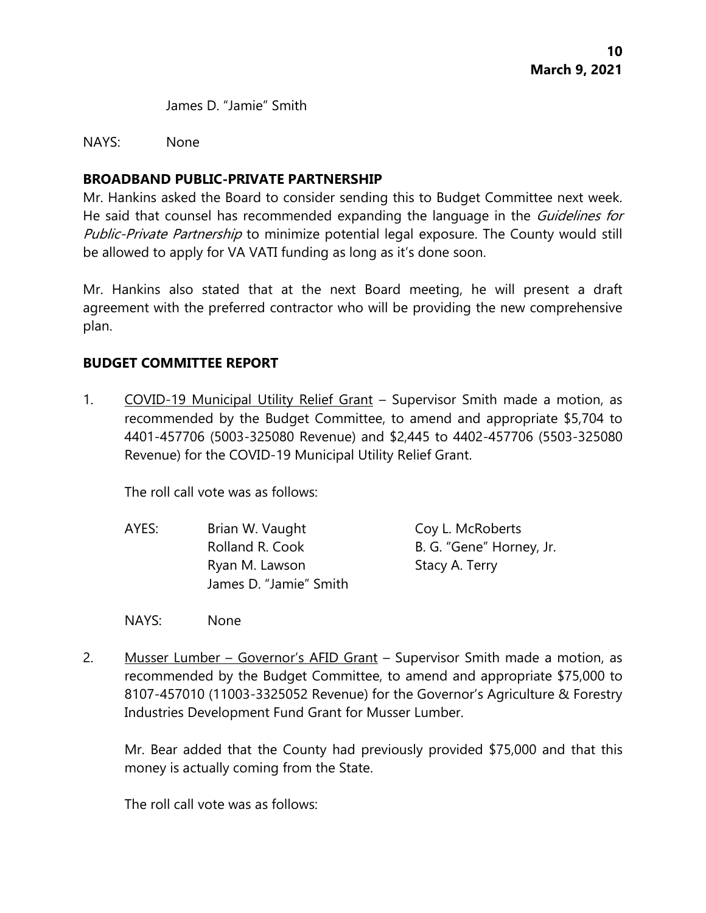James D. "Jamie" Smith

NAYS: None

**BROADBAND PUBLIC-PRIVATE PARTNERSHIP**

Mr. Hankins asked the Board to consider sending this to Budget Committee next week. He said that counsel has recommended expanding the language in the *Guidelines for Public-Private Partnership* to minimize potential legal exposure. The County would still be allowed to apply for VA VATI funding as long as it's done soon.

Mr. Hankins also stated that at the next Board meeting, he will present a draft agreement with the preferred contractor who will be providing the new comprehensive plan.

**BUDGET COMMITTEE REPORT**

1. COVID-19 Municipal Utility Relief Grant – Supervisor Smith made a motion, as recommended by the Budget Committee, to amend and appropriate $5,704 to 4401-457706 (5003-325080 Revenue) and $2,445 to 4402-457706 (5503-325080 Revenue) for the COVID-19 Municipal Utility Relief Grant.

   The roll call vote was as follows:

   AYES: Brian W. Vaught, Coy L. McRoberts, Rolland R. Cook, B. G. "Gene" Horney, Jr., Ryan M. Lawson, Stacy A. Terry, James D. "Jamie" Smith

   NAYS: None

2. Musser Lumber – Governor's AFID Grant – Supervisor Smith made a motion, as recommended by the Budget Committee, to amend and appropriate $75,000 to 8107-457010 (11003-3325052 Revenue) for the Governor's Agriculture & Forestry Industries Development Fund Grant for Musser Lumber.

   Mr. Bear added that the County had previously provided $75,000 and that this money is actually coming from the State.

   The roll call vote was as follows: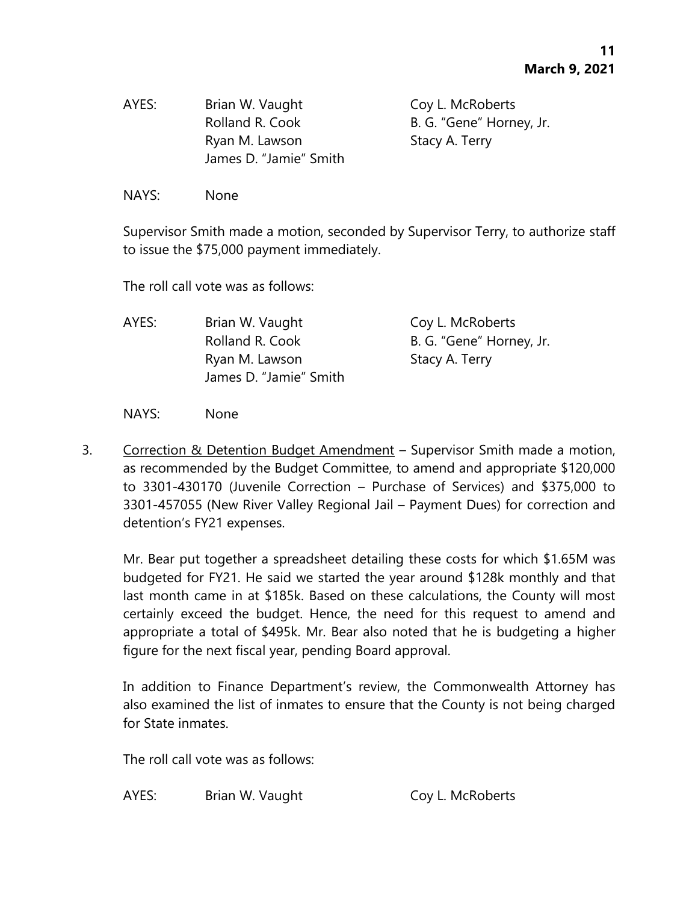| AYES: | Brian W. Vaught | Coy L. McRoberts |
|---|---|---|
| | Rolland R. Cook | B. G. "Gene" Horney, Jr. |
| | Ryan M. Lawson | Stacy A. Terry |
| | James D. "Jamie" Smith | |

NAYS: None

Supervisor Smith made a motion, seconded by Supervisor Terry, to authorize staff to issue the $75,000 payment immediately.

The roll call vote was as follows:

| AYES: | Brian W. Vaught | Coy L. McRoberts |
|---|---|---|
| | Rolland R. Cook | B. G. "Gene" Horney, Jr. |
| | Ryan M. Lawson | Stacy A. Terry |
| | James D. "Jamie" Smith | |

NAYS: None

3. Correction & Detention Budget Amendment – Supervisor Smith made a motion, as recommended by the Budget Committee, to amend and appropriate $120,000 to 3301-430170 (Juvenile Correction – Purchase of Services) and $375,000 to 3301-457055 (New River Valley Regional Jail – Payment Dues) for correction and detention's FY21 expenses.

   Mr. Bear put together a spreadsheet detailing these costs for which $1.65M was budgeted for FY21. He said we started the year around $128k monthly and that last month came in at $185k. Based on these calculations, the County will most certainly exceed the budget. Hence, the need for this request to amend and appropriate a total of $495k. Mr. Bear also noted that he is budgeting a higher figure for the next fiscal year, pending Board approval.

   In addition to Finance Department's review, the Commonwealth Attorney has also examined the list of inmates to ensure that the County is not being charged for State inmates.

   The roll call vote was as follows:

| AYES: | Brian W. Vaught | Coy L. McRoberts |
|---|---|---|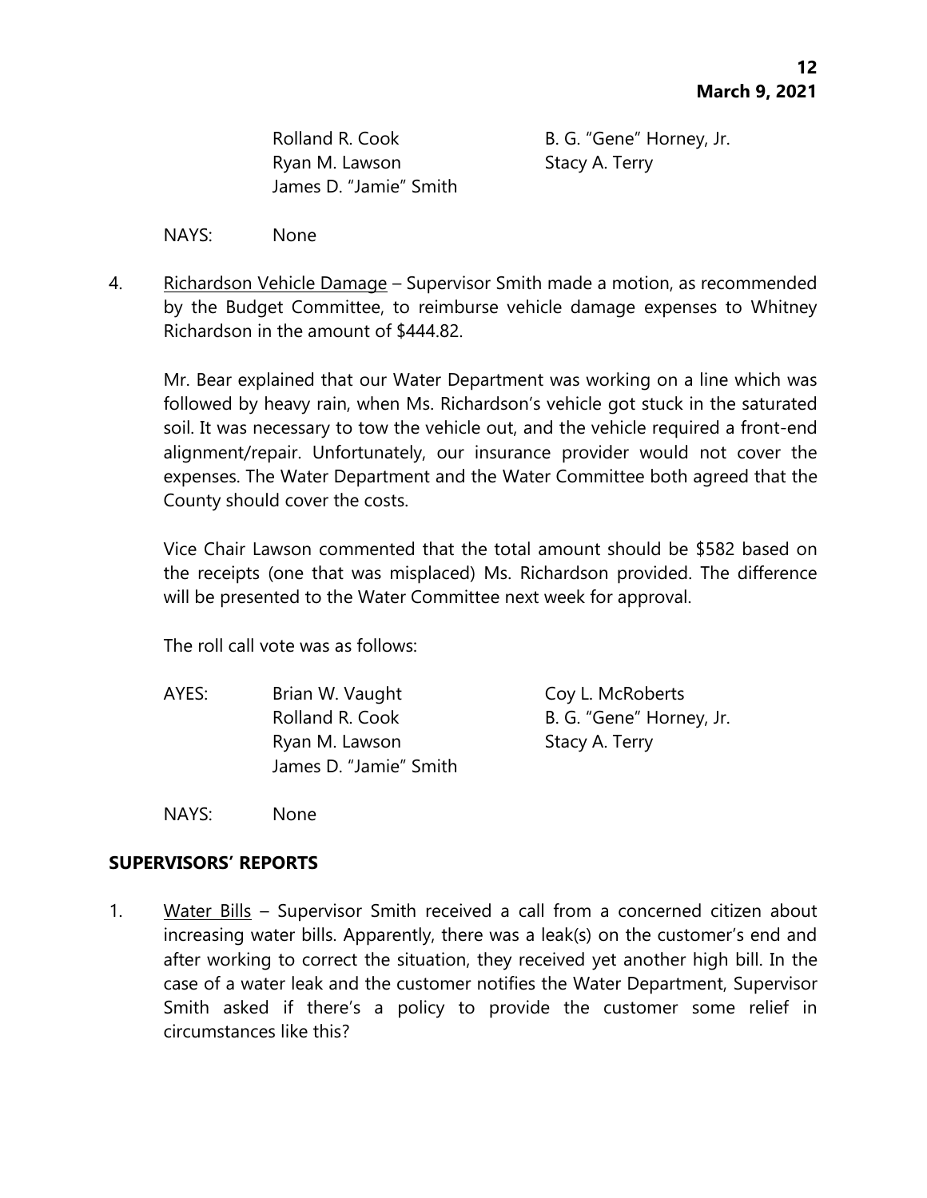| | |
|---|---|
| Rolland R. Cook | B. G. "Gene" Horney, Jr. |
| Ryan M. Lawson | Stacy A. Terry |
| James D. "Jamie" Smith | |

NAYS: None

4. Richardson Vehicle Damage – Supervisor Smith made a motion, as recommended by the Budget Committee, to reimburse vehicle damage expenses to Whitney Richardson in the amount of $444.82.

   Mr. Bear explained that our Water Department was working on a line which was followed by heavy rain, when Ms. Richardson's vehicle got stuck in the saturated soil. It was necessary to tow the vehicle out, and the vehicle required a front-end alignment/repair. Unfortunately, our insurance provider would not cover the expenses. The Water Department and the Water Committee both agreed that the County should cover the costs.

   Vice Chair Lawson commented that the total amount should be $582 based on the receipts (one that was misplaced) Ms. Richardson provided. The difference will be presented to the Water Committee next week for approval.

   The roll call vote was as follows:

   | | | |
   |---|---|---|
   | AYES: | Brian W. Vaught | Coy L. McRoberts |
   | | Rolland R. Cook | B. G. "Gene" Horney, Jr. |
   | | Ryan M. Lawson | Stacy A. Terry |
   | | James D. "Jamie" Smith | |

   NAYS: None

## SUPERVISORS' REPORTS

1. Water Bills – Supervisor Smith received a call from a concerned citizen about increasing water bills. Apparently, there was a leak(s) on the customer's end and after working to correct the situation, they received yet another high bill. In the case of a water leak and the customer notifies the Water Department, Supervisor Smith asked if there's a policy to provide the customer some relief in circumstances like this?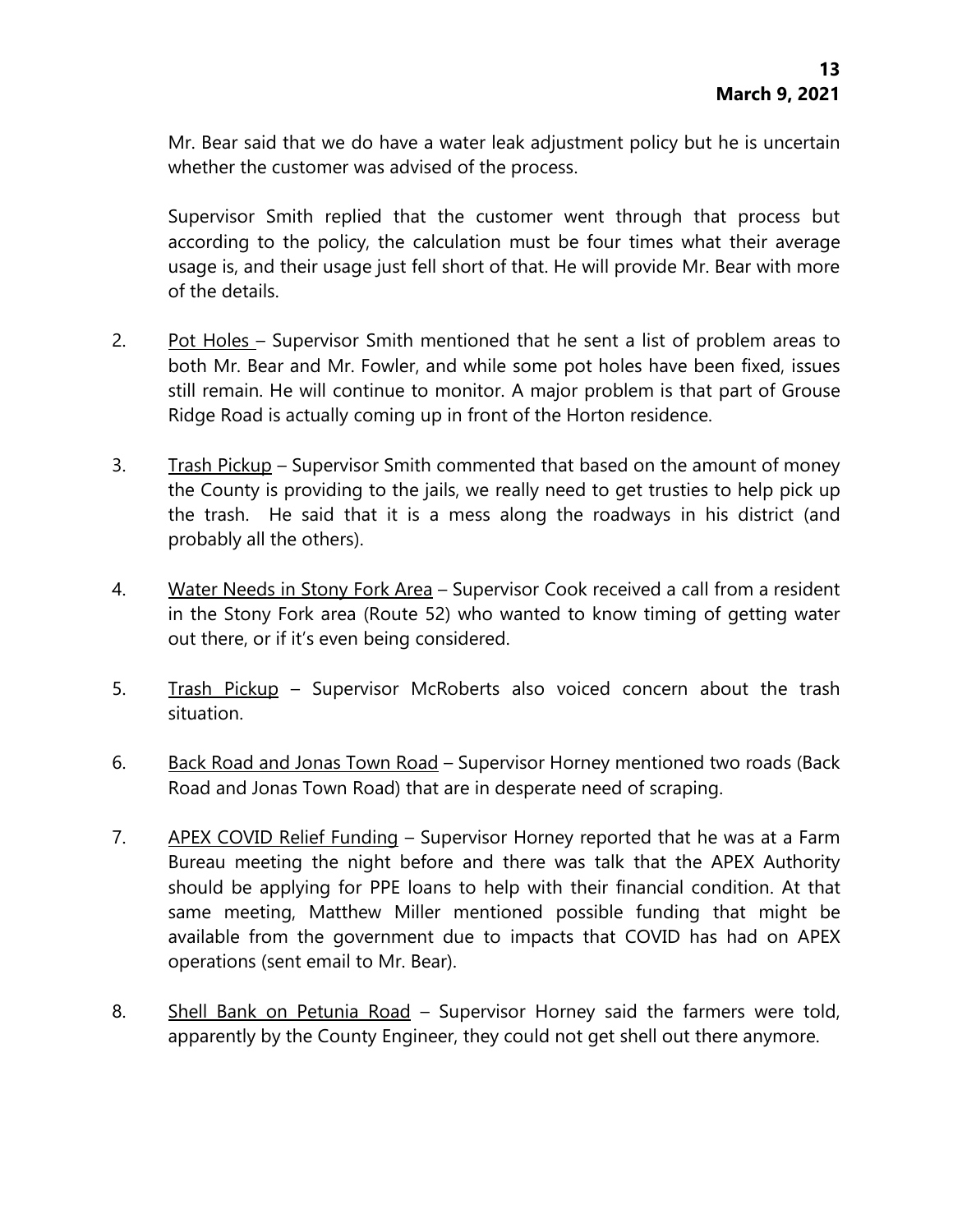Mr. Bear said that we do have a water leak adjustment policy but he is uncertain whether the customer was advised of the process.

Supervisor Smith replied that the customer went through that process but according to the policy, the calculation must be four times what their average usage is, and their usage just fell short of that. He will provide Mr. Bear with more of the details.

2. Pot Holes – Supervisor Smith mentioned that he sent a list of problem areas to both Mr. Bear and Mr. Fowler, and while some pot holes have been fixed, issues still remain. He will continue to monitor. A major problem is that part of Grouse Ridge Road is actually coming up in front of the Horton residence.

3. Trash Pickup – Supervisor Smith commented that based on the amount of money the County is providing to the jails, we really need to get trusties to help pick up the trash. He said that it is a mess along the roadways in his district (and probably all the others).

4. Water Needs in Stony Fork Area – Supervisor Cook received a call from a resident in the Stony Fork area (Route 52) who wanted to know timing of getting water out there, or if it's even being considered.

5. Trash Pickup – Supervisor McRoberts also voiced concern about the trash situation.

6. Back Road and Jonas Town Road – Supervisor Horney mentioned two roads (Back Road and Jonas Town Road) that are in desperate need of scraping.

7. APEX COVID Relief Funding – Supervisor Horney reported that he was at a Farm Bureau meeting the night before and there was talk that the APEX Authority should be applying for PPE loans to help with their financial condition. At that same meeting, Matthew Miller mentioned possible funding that might be available from the government due to impacts that COVID has had on APEX operations (sent email to Mr. Bear).

8. Shell Bank on Petunia Road – Supervisor Horney said the farmers were told, apparently by the County Engineer, they could not get shell out there anymore.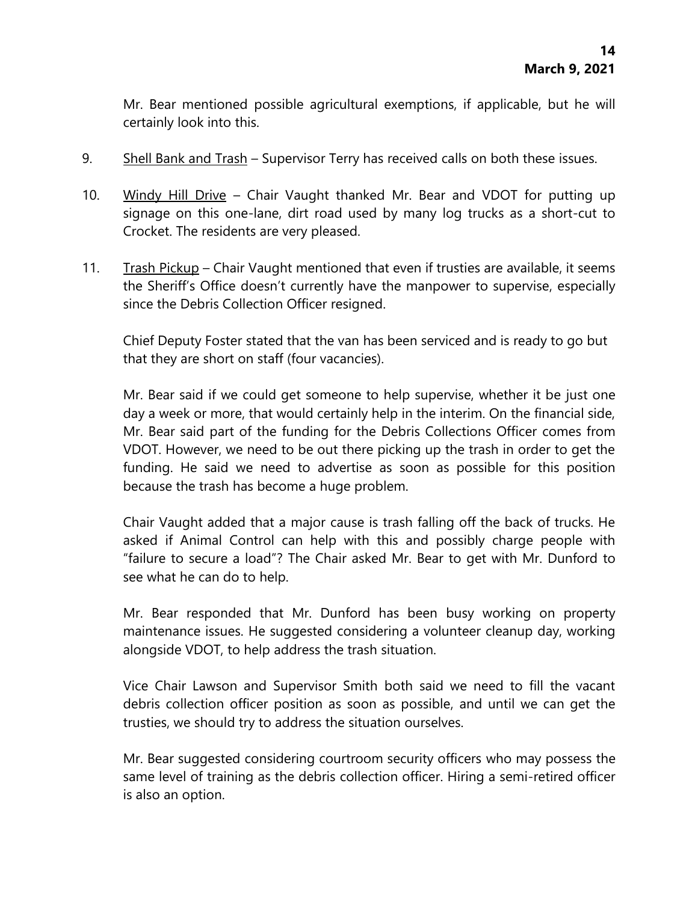Mr. Bear mentioned possible agricultural exemptions, if applicable, but he will certainly look into this.

9. Shell Bank and Trash – Supervisor Terry has received calls on both these issues.

10. Windy Hill Drive – Chair Vaught thanked Mr. Bear and VDOT for putting up signage on this one-lane, dirt road used by many log trucks as a short-cut to Crocket. The residents are very pleased.

11. Trash Pickup – Chair Vaught mentioned that even if trusties are available, it seems the Sheriff's Office doesn't currently have the manpower to supervise, especially since the Debris Collection Officer resigned.

    Chief Deputy Foster stated that the van has been serviced and is ready to go but that they are short on staff (four vacancies).

    Mr. Bear said if we could get someone to help supervise, whether it be just one day a week or more, that would certainly help in the interim. On the financial side, Mr. Bear said part of the funding for the Debris Collections Officer comes from VDOT. However, we need to be out there picking up the trash in order to get the funding. He said we need to advertise as soon as possible for this position because the trash has become a huge problem.

    Chair Vaught added that a major cause is trash falling off the back of trucks. He asked if Animal Control can help with this and possibly charge people with "failure to secure a load"? The Chair asked Mr. Bear to get with Mr. Dunford to see what he can do to help.

    Mr. Bear responded that Mr. Dunford has been busy working on property maintenance issues. He suggested considering a volunteer cleanup day, working alongside VDOT, to help address the trash situation.

    Vice Chair Lawson and Supervisor Smith both said we need to fill the vacant debris collection officer position as soon as possible, and until we can get the trusties, we should try to address the situation ourselves.

    Mr. Bear suggested considering courtroom security officers who may possess the same level of training as the debris collection officer. Hiring a semi-retired officer is also an option.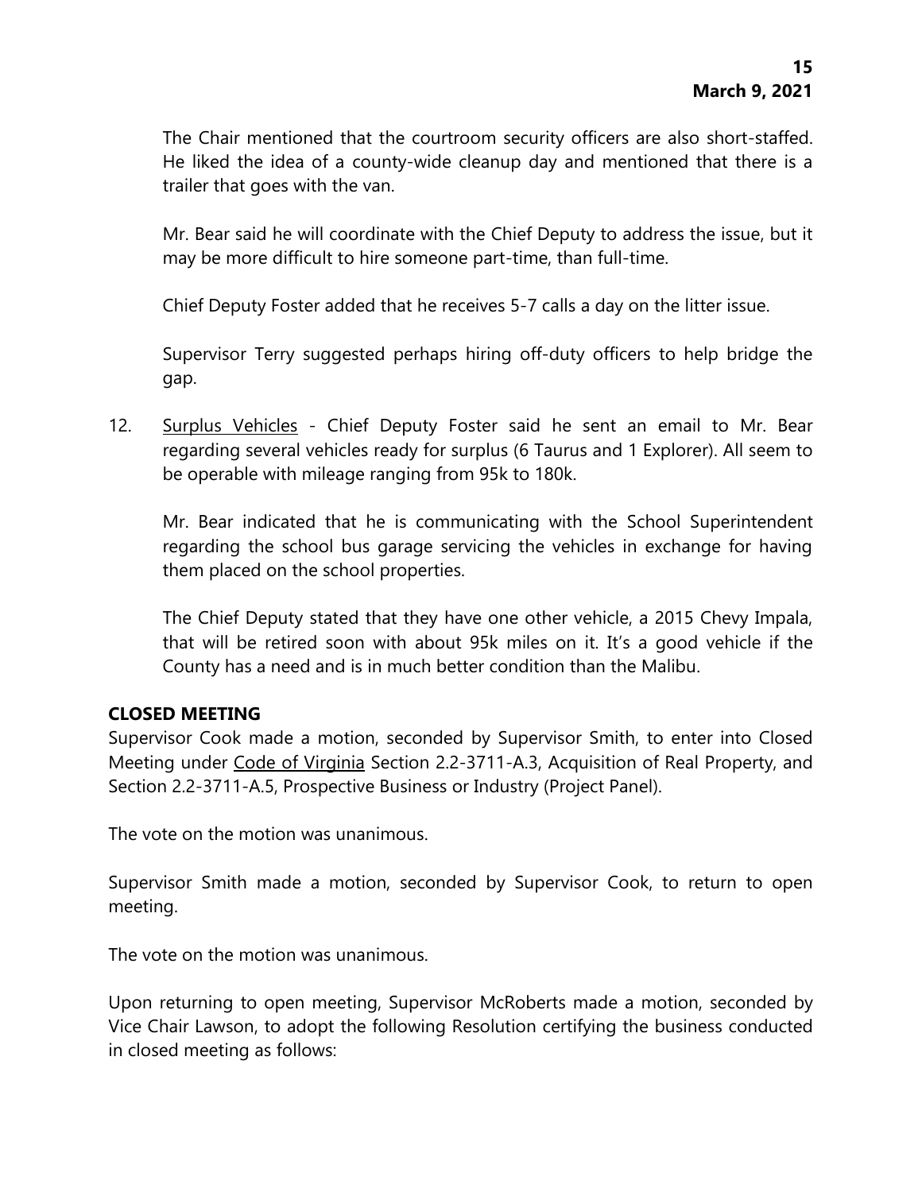The Chair mentioned that the courtroom security officers are also short-staffed. He liked the idea of a county-wide cleanup day and mentioned that there is a trailer that goes with the van.

Mr. Bear said he will coordinate with the Chief Deputy to address the issue, but it may be more difficult to hire someone part-time, than full-time.

Chief Deputy Foster added that he receives 5-7 calls a day on the litter issue.

Supervisor Terry suggested perhaps hiring off-duty officers to help bridge the gap.

12. Surplus Vehicles - Chief Deputy Foster said he sent an email to Mr. Bear regarding several vehicles ready for surplus (6 Taurus and 1 Explorer). All seem to be operable with mileage ranging from 95k to 180k.

    Mr. Bear indicated that he is communicating with the School Superintendent regarding the school bus garage servicing the vehicles in exchange for having them placed on the school properties.

    The Chief Deputy stated that they have one other vehicle, a 2015 Chevy Impala, that will be retired soon with about 95k miles on it. It's a good vehicle if the County has a need and is in much better condition than the Malibu.

**CLOSED MEETING**

Supervisor Cook made a motion, seconded by Supervisor Smith, to enter into Closed Meeting under Code of Virginia Section 2.2-3711-A.3, Acquisition of Real Property, and Section 2.2-3711-A.5, Prospective Business or Industry (Project Panel).

The vote on the motion was unanimous.

Supervisor Smith made a motion, seconded by Supervisor Cook, to return to open meeting.

The vote on the motion was unanimous.

Upon returning to open meeting, Supervisor McRoberts made a motion, seconded by Vice Chair Lawson, to adopt the following Resolution certifying the business conducted in closed meeting as follows: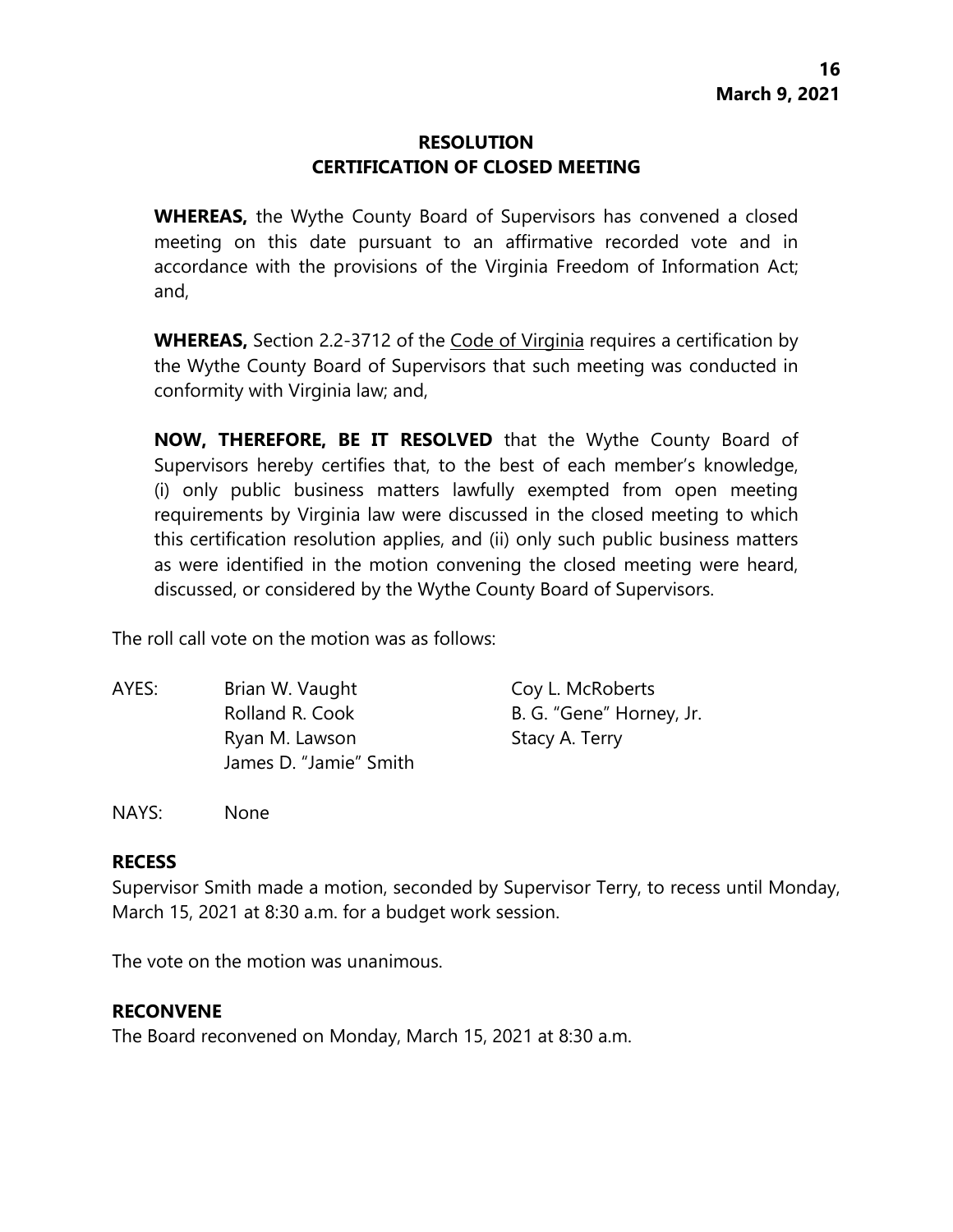## RESOLUTION
## CERTIFICATION OF CLOSED MEETING

**WHEREAS,** the Wythe County Board of Supervisors has convened a closed meeting on this date pursuant to an affirmative recorded vote and in accordance with the provisions of the Virginia Freedom of Information Act; and,

**WHEREAS,** Section 2.2-3712 of the Code of Virginia requires a certification by the Wythe County Board of Supervisors that such meeting was conducted in conformity with Virginia law; and,

**NOW, THEREFORE, BE IT RESOLVED** that the Wythe County Board of Supervisors hereby certifies that, to the best of each member's knowledge, (i) only public business matters lawfully exempted from open meeting requirements by Virginia law were discussed in the closed meeting to which this certification resolution applies, and (ii) only such public business matters as were identified in the motion convening the closed meeting were heard, discussed, or considered by the Wythe County Board of Supervisors.

The roll call vote on the motion was as follows:

AYES: Brian W. Vaught, Coy L. McRoberts, Rolland R. Cook, B. G. "Gene" Horney, Jr., Ryan M. Lawson, Stacy A. Terry, James D. "Jamie" Smith

NAYS: None

**RECESS**

Supervisor Smith made a motion, seconded by Supervisor Terry, to recess until Monday, March 15, 2021 at 8:30 a.m. for a budget work session.

The vote on the motion was unanimous.

**RECONVENE**

The Board reconvened on Monday, March 15, 2021 at 8:30 a.m.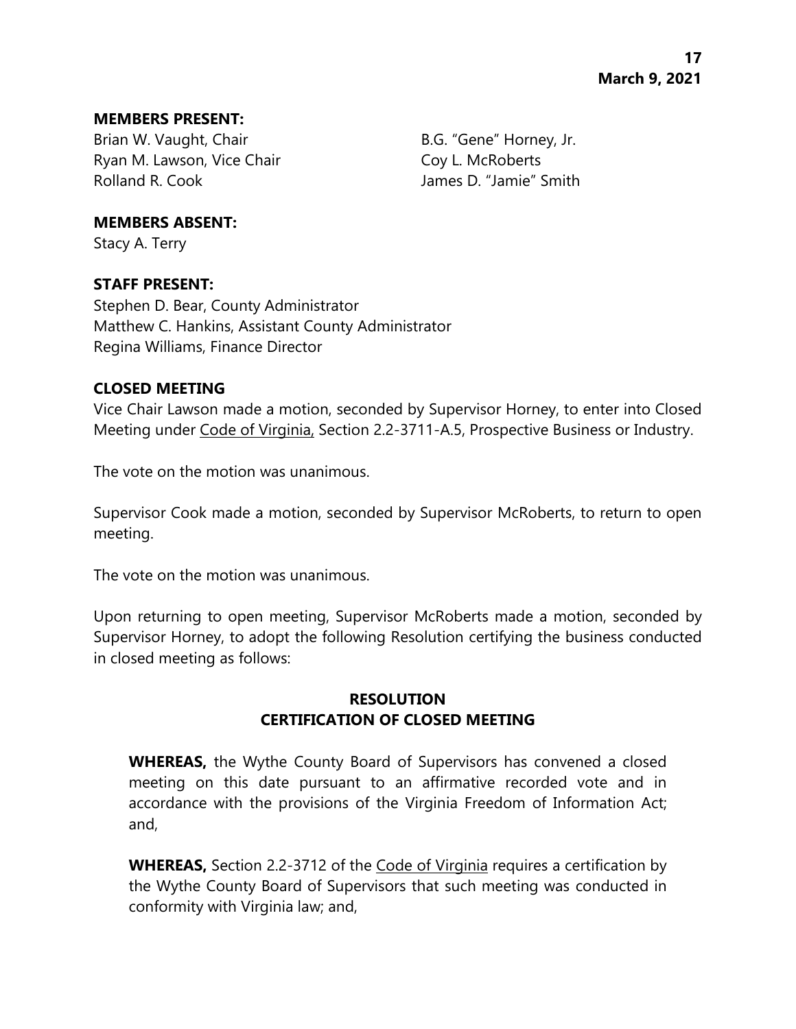**MEMBERS PRESENT:**

Brian W. Vaught, Chair
Ryan M. Lawson, Vice Chair
Rolland R. Cook
B.G. "Gene" Horney, Jr.
Coy L. McRoberts
James D. "Jamie" Smith

**MEMBERS ABSENT:**

Stacy A. Terry

**STAFF PRESENT:**

Stephen D. Bear, County Administrator
Matthew C. Hankins, Assistant County Administrator
Regina Williams, Finance Director

**CLOSED MEETING**

Vice Chair Lawson made a motion, seconded by Supervisor Horney, to enter into Closed Meeting under Code of Virginia, Section 2.2-3711-A.5, Prospective Business or Industry.

The vote on the motion was unanimous.

Supervisor Cook made a motion, seconded by Supervisor McRoberts, to return to open meeting.

The vote on the motion was unanimous.

Upon returning to open meeting, Supervisor McRoberts made a motion, seconded by Supervisor Horney, to adopt the following Resolution certifying the business conducted in closed meeting as follows:

**RESOLUTION**
**CERTIFICATION OF CLOSED MEETING**

**WHEREAS,** the Wythe County Board of Supervisors has convened a closed meeting on this date pursuant to an affirmative recorded vote and in accordance with the provisions of the Virginia Freedom of Information Act; and,

**WHEREAS,** Section 2.2-3712 of the Code of Virginia requires a certification by the Wythe County Board of Supervisors that such meeting was conducted in conformity with Virginia law; and,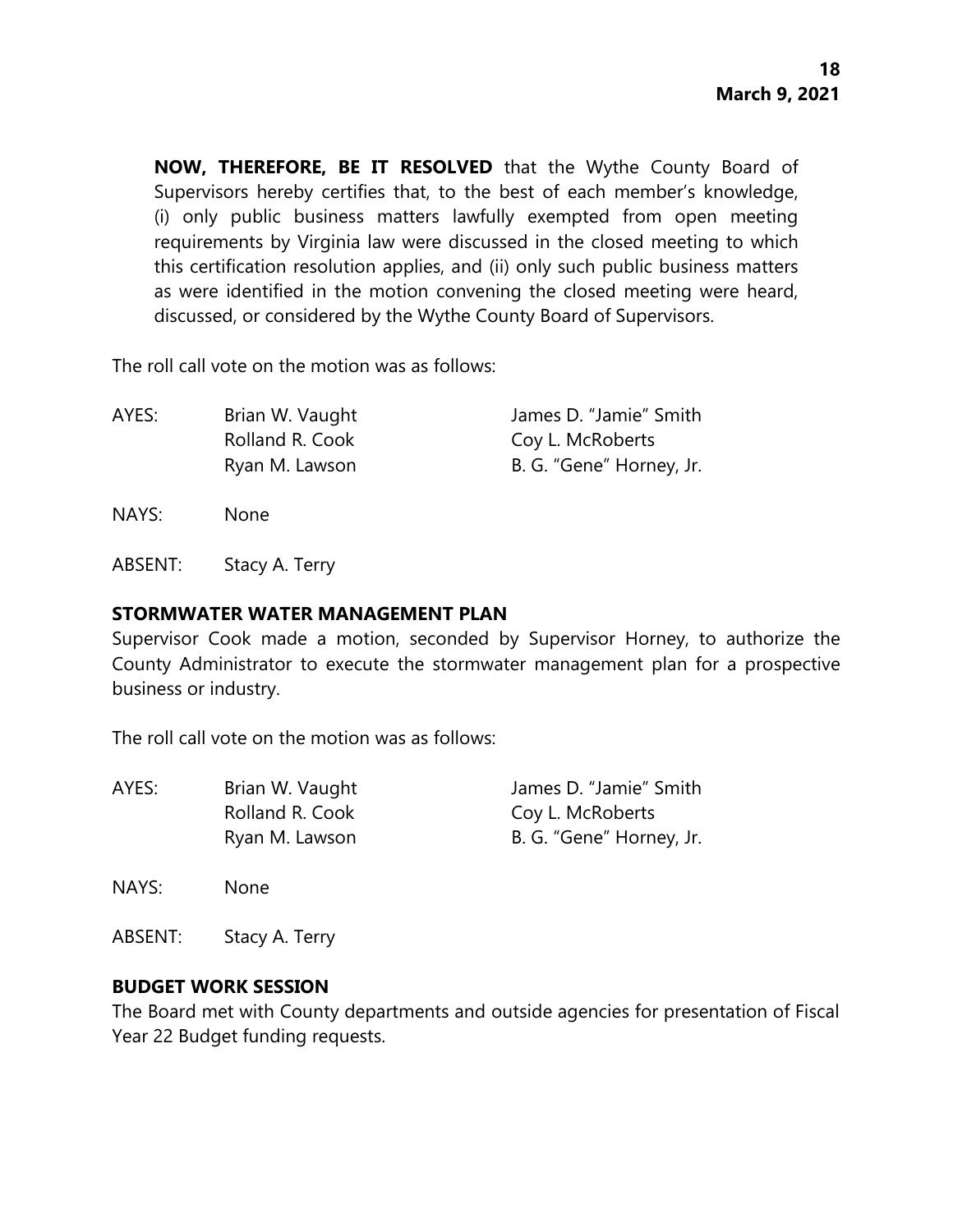**NOW, THEREFORE, BE IT RESOLVED** that the Wythe County Board of Supervisors hereby certifies that, to the best of each member's knowledge, (i) only public business matters lawfully exempted from open meeting requirements by Virginia law were discussed in the closed meeting to which this certification resolution applies, and (ii) only such public business matters as were identified in the motion convening the closed meeting were heard, discussed, or considered by the Wythe County Board of Supervisors.

The roll call vote on the motion was as follows:

| | | |
|---|---|---|
| AYES: | Brian W. Vaught | James D. "Jamie" Smith |
| | Rolland R. Cook | Coy L. McRoberts |
| | Ryan M. Lawson | B. G. "Gene" Horney, Jr. |

NAYS: None

ABSENT: Stacy A. Terry

**STORMWATER WATER MANAGEMENT PLAN**

Supervisor Cook made a motion, seconded by Supervisor Horney, to authorize the County Administrator to execute the stormwater management plan for a prospective business or industry.

The roll call vote on the motion was as follows:

| | | |
|---|---|---|
| AYES: | Brian W. Vaught | James D. "Jamie" Smith |
| | Rolland R. Cook | Coy L. McRoberts |
| | Ryan M. Lawson | B. G. "Gene" Horney, Jr. |

NAYS: None

ABSENT: Stacy A. Terry

**BUDGET WORK SESSION**

The Board met with County departments and outside agencies for presentation of Fiscal Year 22 Budget funding requests.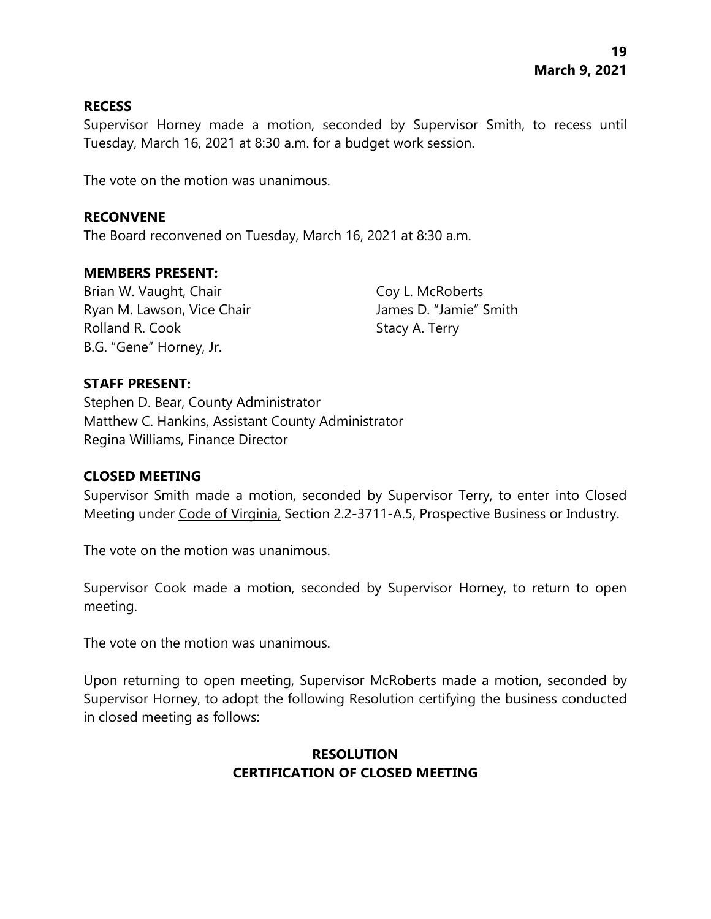**RECESS**

Supervisor Horney made a motion, seconded by Supervisor Smith, to recess until Tuesday, March 16, 2021 at 8:30 a.m. for a budget work session.

The vote on the motion was unanimous.

**RECONVENE**

The Board reconvened on Tuesday, March 16, 2021 at 8:30 a.m.

**MEMBERS PRESENT:**

Brian W. Vaught, Chair
Ryan M. Lawson, Vice Chair
Rolland R. Cook
B.G. "Gene" Horney, Jr.
Coy L. McRoberts
James D. "Jamie" Smith
Stacy A. Terry

**STAFF PRESENT:**

Stephen D. Bear, County Administrator
Matthew C. Hankins, Assistant County Administrator
Regina Williams, Finance Director

**CLOSED MEETING**

Supervisor Smith made a motion, seconded by Supervisor Terry, to enter into Closed Meeting under Code of Virginia, Section 2.2-3711-A.5, Prospective Business or Industry.

The vote on the motion was unanimous.

Supervisor Cook made a motion, seconded by Supervisor Horney, to return to open meeting.

The vote on the motion was unanimous.

Upon returning to open meeting, Supervisor McRoberts made a motion, seconded by Supervisor Horney, to adopt the following Resolution certifying the business conducted in closed meeting as follows:

**RESOLUTION**
**CERTIFICATION OF CLOSED MEETING**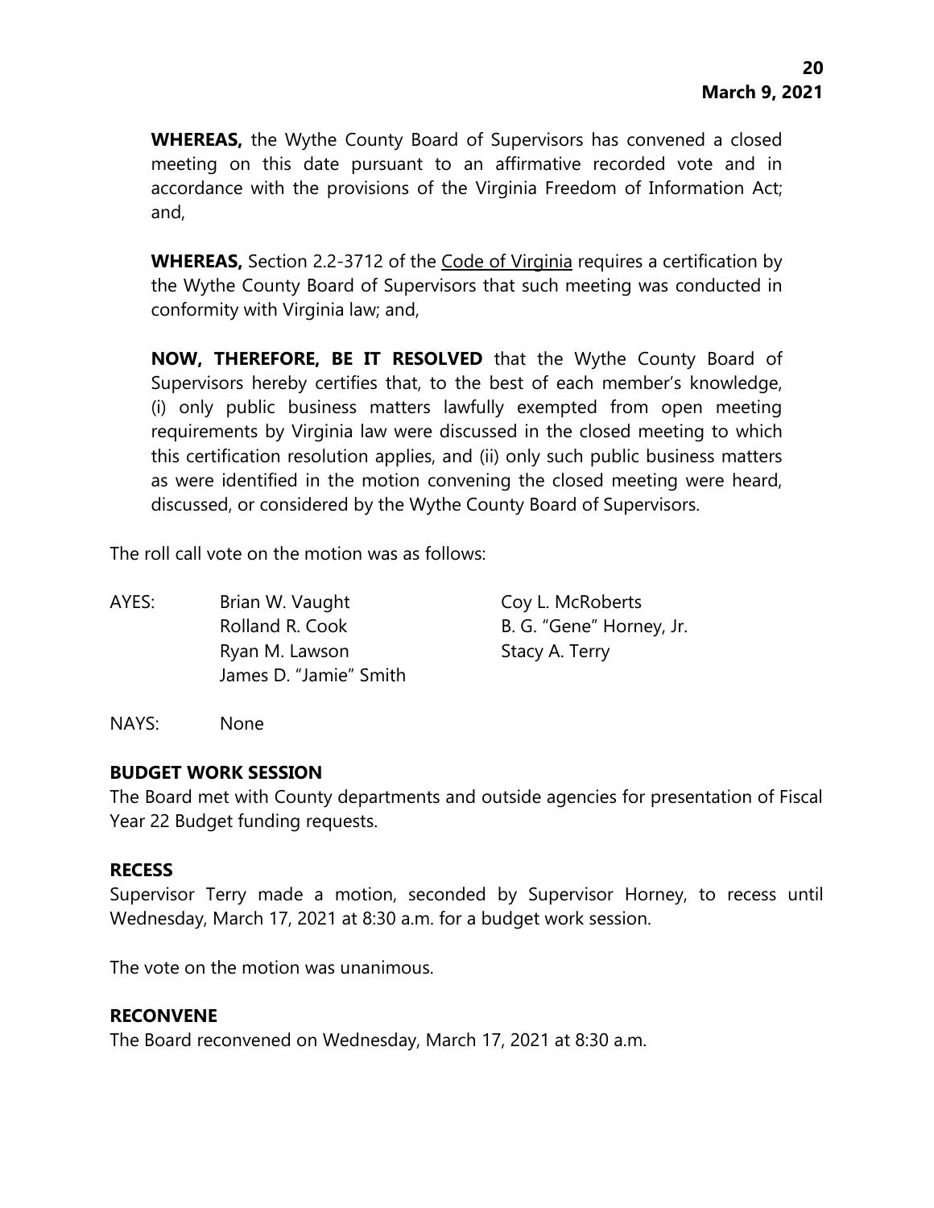**WHEREAS,** the Wythe County Board of Supervisors has convened a closed meeting on this date pursuant to an affirmative recorded vote and in accordance with the provisions of the Virginia Freedom of Information Act; and,

**WHEREAS,** Section 2.2-3712 of the Code of Virginia requires a certification by the Wythe County Board of Supervisors that such meeting was conducted in conformity with Virginia law; and,

**NOW, THEREFORE, BE IT RESOLVED** that the Wythe County Board of Supervisors hereby certifies that, to the best of each member's knowledge, (i) only public business matters lawfully exempted from open meeting requirements by Virginia law were discussed in the closed meeting to which this certification resolution applies, and (ii) only such public business matters as were identified in the motion convening the closed meeting were heard, discussed, or considered by the Wythe County Board of Supervisors.

The roll call vote on the motion was as follows:

| | | |
|---|---|---|
| AYES: | Brian W. Vaught | Coy L. McRoberts |
| | Rolland R. Cook | B. G. "Gene" Horney, Jr. |
| | Ryan M. Lawson | Stacy A. Terry |
| | James D. "Jamie" Smith | |

NAYS: None

**BUDGET WORK SESSION**

The Board met with County departments and outside agencies for presentation of Fiscal Year 22 Budget funding requests.

**RECESS**

Supervisor Terry made a motion, seconded by Supervisor Horney, to recess until Wednesday, March 17, 2021 at 8:30 a.m. for a budget work session.

The vote on the motion was unanimous.

**RECONVENE**

The Board reconvened on Wednesday, March 17, 2021 at 8:30 a.m.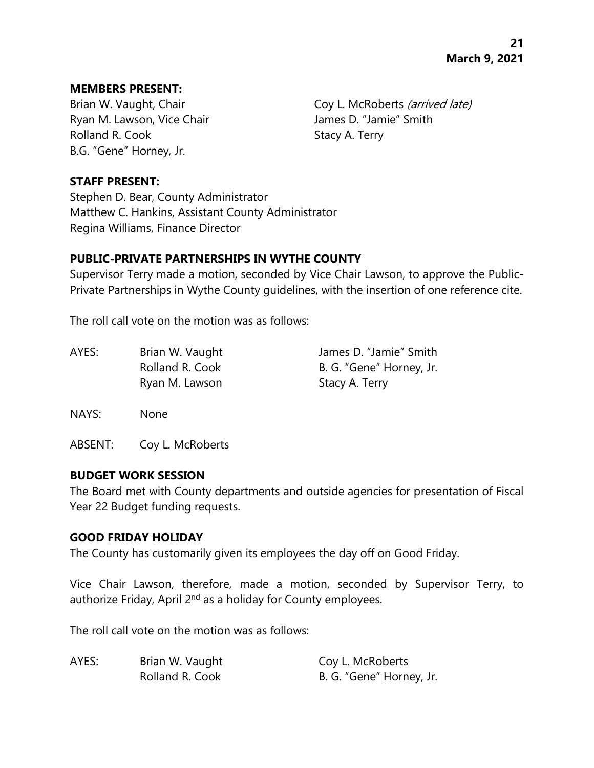**MEMBERS PRESENT:**

Brian W. Vaught, Chair
Ryan M. Lawson, Vice Chair
Rolland R. Cook
B.G. "Gene" Horney, Jr.
Coy L. McRoberts *(arrived late)*
James D. "Jamie" Smith
Stacy A. Terry

**STAFF PRESENT:**

Stephen D. Bear, County Administrator
Matthew C. Hankins, Assistant County Administrator
Regina Williams, Finance Director

**PUBLIC-PRIVATE PARTNERSHIPS IN WYTHE COUNTY**

Supervisor Terry made a motion, seconded by Vice Chair Lawson, to approve the Public-Private Partnerships in Wythe County guidelines, with the insertion of one reference cite.

The roll call vote on the motion was as follows:

| | | |
|---|---|---|
| AYES: | Brian W. Vaught | James D. "Jamie" Smith |
| | Rolland R. Cook | B. G. "Gene" Horney, Jr. |
| | Ryan M. Lawson | Stacy A. Terry |
| NAYS: | None | |
| ABSENT: | Coy L. McRoberts | |

**BUDGET WORK SESSION**

The Board met with County departments and outside agencies for presentation of Fiscal Year 22 Budget funding requests.

**GOOD FRIDAY HOLIDAY**

The County has customarily given its employees the day off on Good Friday.

Vice Chair Lawson, therefore, made a motion, seconded by Supervisor Terry, to authorize Friday, April 2nd as a holiday for County employees.

The roll call vote on the motion was as follows:

| | | |
|---|---|---|
| AYES: | Brian W. Vaught | Coy L. McRoberts |
| | Rolland R. Cook | B. G. "Gene" Horney, Jr. |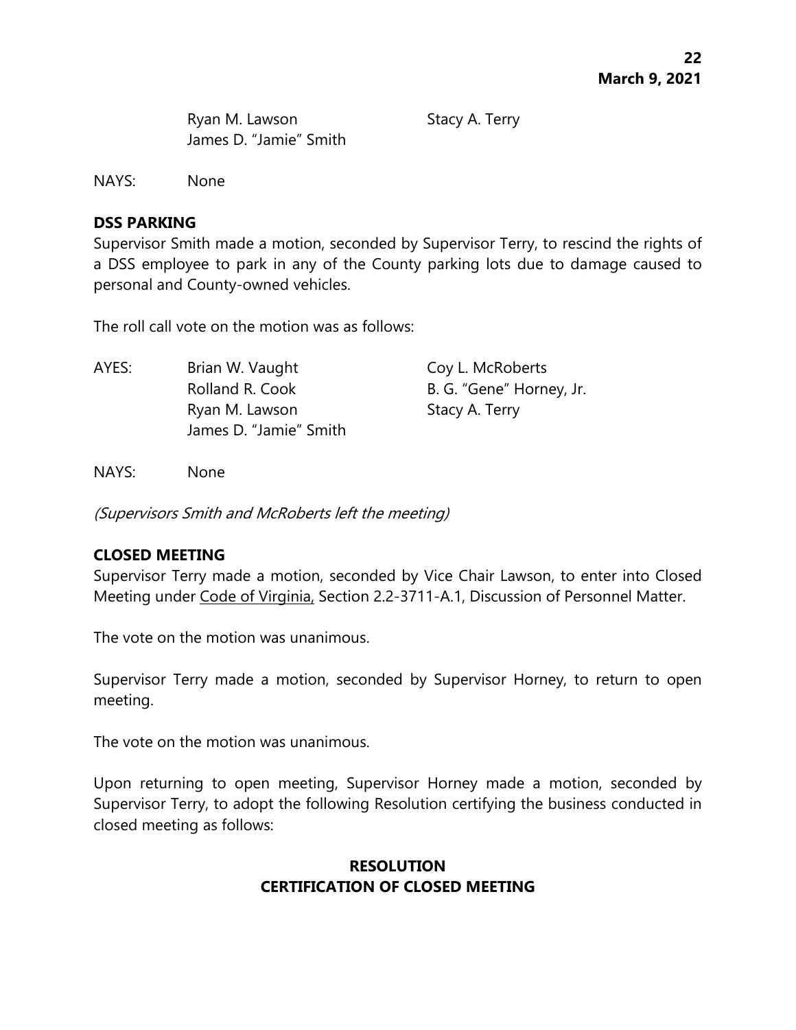Ryan M. Lawson Stacy A. Terry
James D. "Jamie" Smith

NAYS: None

**DSS PARKING**

Supervisor Smith made a motion, seconded by Supervisor Terry, to rescind the rights of a DSS employee to park in any of the County parking lots due to damage caused to personal and County-owned vehicles.

The roll call vote on the motion was as follows:

AYES: Brian W. Vaught Coy L. McRoberts
Rolland R. Cook B. G. "Gene" Horney, Jr.
Ryan M. Lawson Stacy A. Terry
James D. "Jamie" Smith

NAYS: None

*(Supervisors Smith and McRoberts left the meeting)*

**CLOSED MEETING**

Supervisor Terry made a motion, seconded by Vice Chair Lawson, to enter into Closed Meeting under Code of Virginia, Section 2.2-3711-A.1, Discussion of Personnel Matter.

The vote on the motion was unanimous.

Supervisor Terry made a motion, seconded by Supervisor Horney, to return to open meeting.

The vote on the motion was unanimous.

Upon returning to open meeting, Supervisor Horney made a motion, seconded by Supervisor Terry, to adopt the following Resolution certifying the business conducted in closed meeting as follows:

**RESOLUTION**
**CERTIFICATION OF CLOSED MEETING**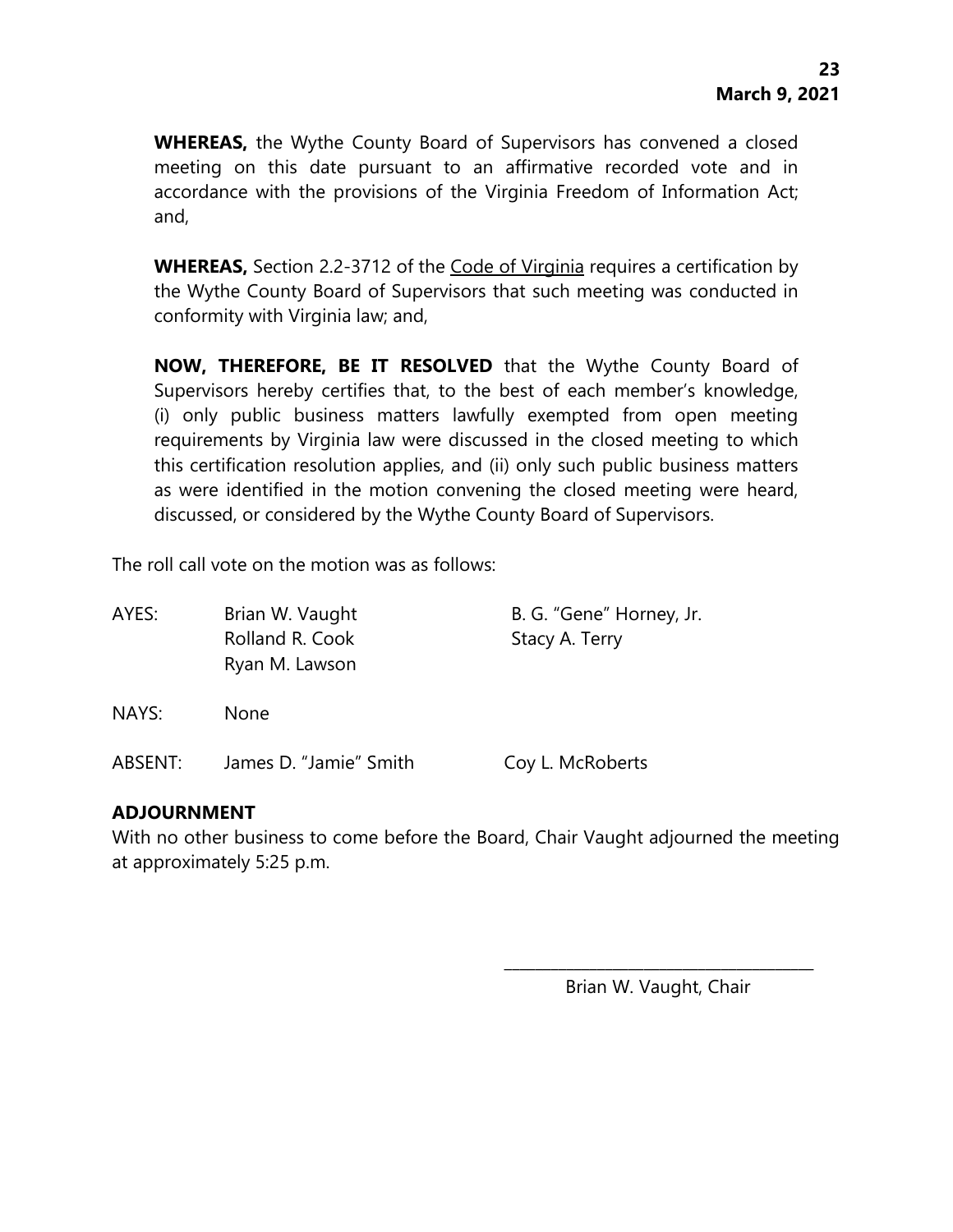**WHEREAS,** the Wythe County Board of Supervisors has convened a closed meeting on this date pursuant to an affirmative recorded vote and in accordance with the provisions of the Virginia Freedom of Information Act; and,

**WHEREAS,** Section 2.2-3712 of the Code of Virginia requires a certification by the Wythe County Board of Supervisors that such meeting was conducted in conformity with Virginia law; and,

**NOW, THEREFORE, BE IT RESOLVED** that the Wythe County Board of Supervisors hereby certifies that, to the best of each member's knowledge, (i) only public business matters lawfully exempted from open meeting requirements by Virginia law were discussed in the closed meeting to which this certification resolution applies, and (ii) only such public business matters as were identified in the motion convening the closed meeting were heard, discussed, or considered by the Wythe County Board of Supervisors.

The roll call vote on the motion was as follows:

| | | |
|---|---|---|
| AYES: | Brian W. Vaught<br>Rolland R. Cook<br>Ryan M. Lawson | B. G. "Gene" Horney, Jr.<br>Stacy A. Terry |
| NAYS: | None | |
| ABSENT: | James D. "Jamie" Smith | Coy L. McRoberts |

**ADJOURNMENT**

With no other business to come before the Board, Chair Vaught adjourned the meeting at approximately 5:25 p.m.

\_\_\_\_\_\_\_\_\_\_\_\_\_\_\_\_\_\_\_\_\_\_\_\_\_\_\_\_\_\_\_\_\_\_\_\_

Brian W. Vaught, Chair